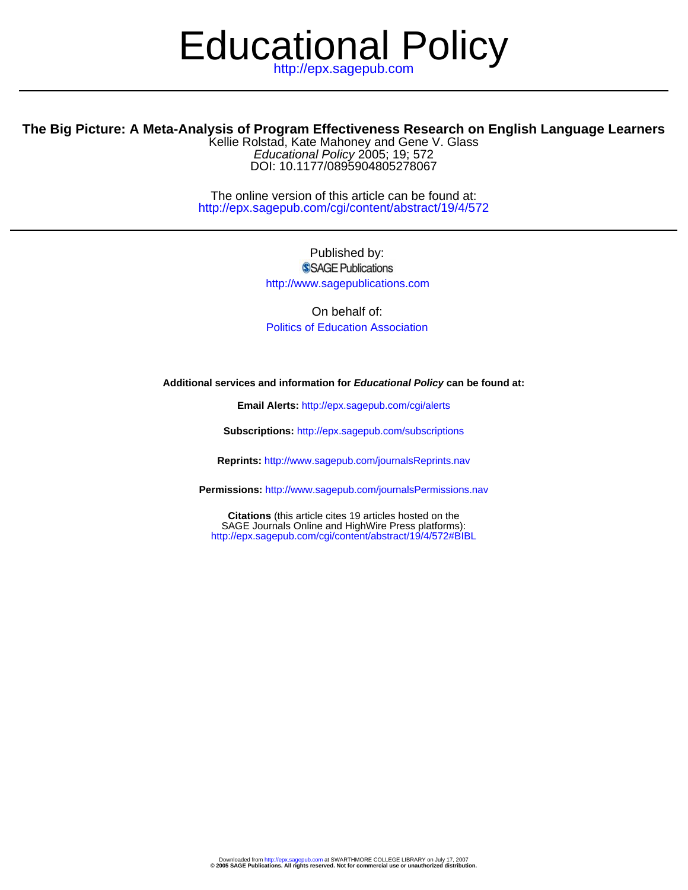# Educational Policy

http://epx.sagepub.com

## The Big Picture: A Meta-Analysis of Program Effectiveness Research on English Language Learners

Kellie Rolstad, Kate Mahoney and Gene V. Glass
*Educational Policy* 2005; 19; 572
DOI: 10.1177/0895904805278067

The online version of this article can be found at:
http://epx.sagepub.com/cgi/content/abstract/19/4/572

Published by:
SAGE Publications
http://www.sagepublications.com

On behalf of:
Politics of Education Association

**Additional services and information for *Educational Policy* can be found at:**

**Email Alerts:** http://epx.sagepub.com/cgi/alerts

**Subscriptions:** http://epx.sagepub.com/subscriptions

**Reprints:** http://www.sagepub.com/journalsReprints.nav

**Permissions:** http://www.sagepub.com/journalsPermissions.nav

**Citations** (this article cites 19 articles hosted on the SAGE Journals Online and HighWire Press platforms):
http://epx.sagepub.com/cgi/content/abstract/19/4/572#BIBL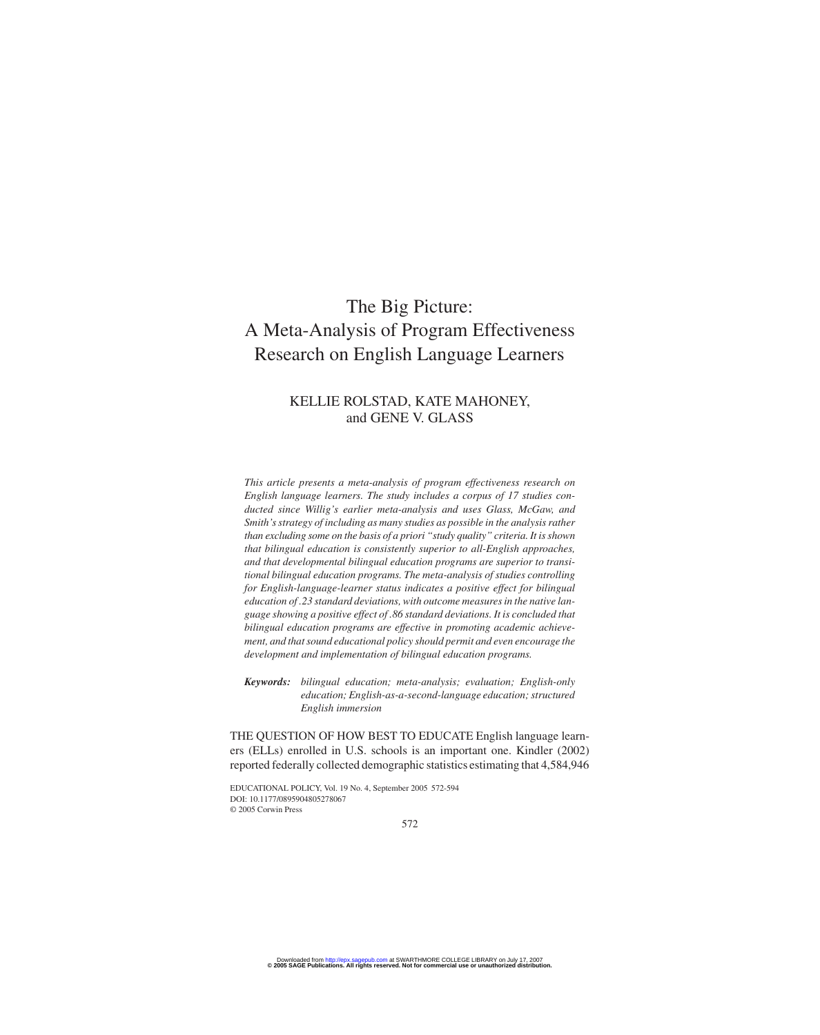# The Big Picture: A Meta-Analysis of Program Effectiveness Research on English Language Learners

KELLIE ROLSTAD, KATE MAHONEY, and GENE V. GLASS

*This article presents a meta-analysis of program effectiveness research on English language learners. The study includes a corpus of 17 studies conducted since Willig's earlier meta-analysis and uses Glass, McGaw, and Smith's strategy of including as many studies as possible in the analysis rather than excluding some on the basis of a priori "study quality" criteria. It is shown that bilingual education is consistently superior to all-English approaches, and that developmental bilingual education programs are superior to transitional bilingual education programs. The meta-analysis of studies controlling for English-language-learner status indicates a positive effect for bilingual education of .23 standard deviations, with outcome measures in the native language showing a positive effect of .86 standard deviations. It is concluded that bilingual education programs are effective in promoting academic achievement, and that sound educational policy should permit and even encourage the development and implementation of bilingual education programs.*

***Keywords:*** *bilingual education; meta-analysis; evaluation; English-only education; English-as-a-second-language education; structured English immersion*

THE QUESTION OF HOW BEST TO EDUCATE English language learners (ELLs) enrolled in U.S. schools is an important one. Kindler (2002) reported federally collected demographic statistics estimating that 4,584,946

EDUCATIONAL POLICY, Vol. 19 No. 4, September 2005 572-594
DOI: 10.1177/0895904805278067
© 2005 Corwin Press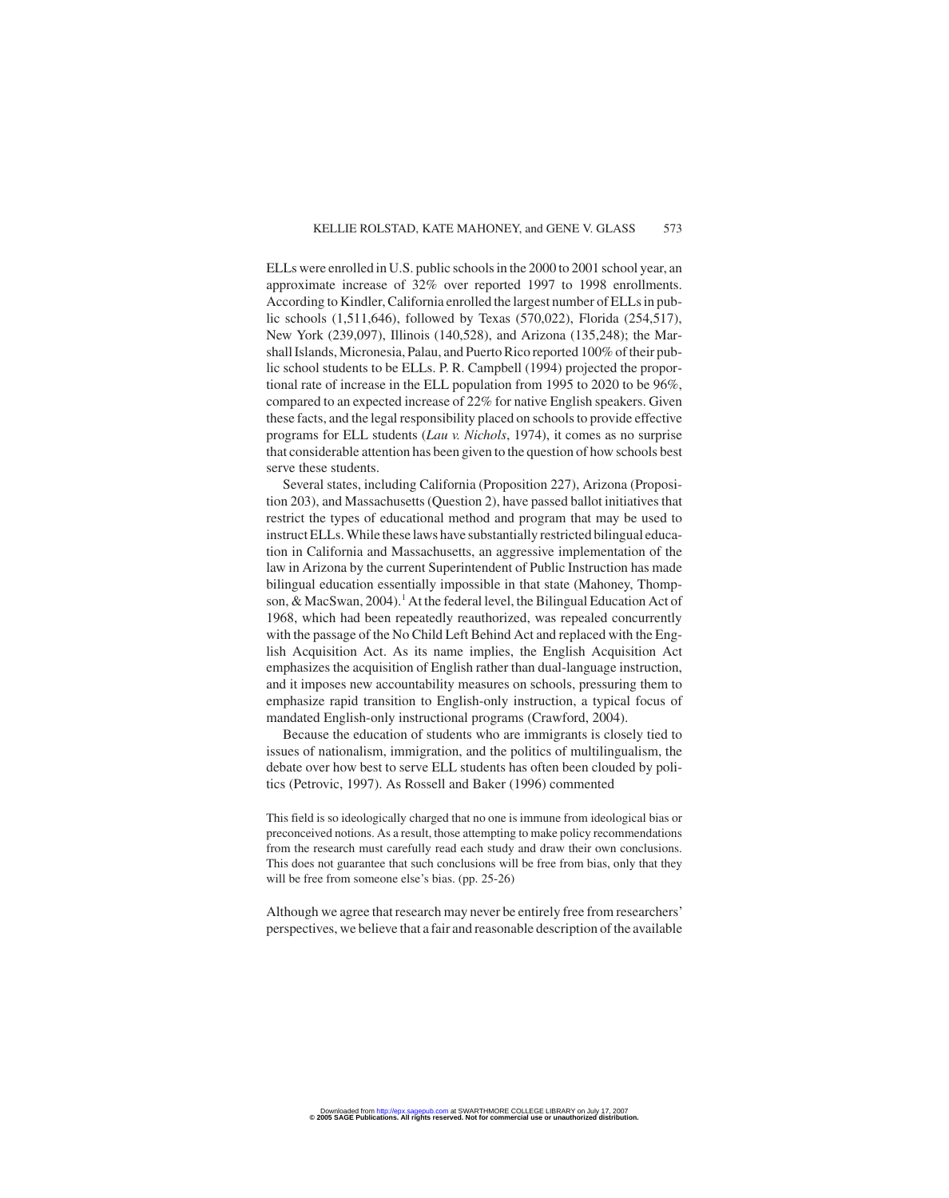ELLs were enrolled in U.S. public schools in the 2000 to 2001 school year, an approximate increase of 32% over reported 1997 to 1998 enrollments. According to Kindler, California enrolled the largest number of ELLs in public schools (1,511,646), followed by Texas (570,022), Florida (254,517), New York (239,097), Illinois (140,528), and Arizona (135,248); the Marshall Islands, Micronesia, Palau, and Puerto Rico reported 100% of their public school students to be ELLs. P. R. Campbell (1994) projected the proportional rate of increase in the ELL population from 1995 to 2020 to be 96%, compared to an expected increase of 22% for native English speakers. Given these facts, and the legal responsibility placed on schools to provide effective programs for ELL students (*Lau v. Nichols*, 1974), it comes as no surprise that considerable attention has been given to the question of how schools best serve these students.

Several states, including California (Proposition 227), Arizona (Proposition 203), and Massachusetts (Question 2), have passed ballot initiatives that restrict the types of educational method and program that may be used to instruct ELLs. While these laws have substantially restricted bilingual education in California and Massachusetts, an aggressive implementation of the law in Arizona by the current Superintendent of Public Instruction has made bilingual education essentially impossible in that state (Mahoney, Thompson, & MacSwan, 2004).[1] At the federal level, the Bilingual Education Act of 1968, which had been repeatedly reauthorized, was repealed concurrently with the passage of the No Child Left Behind Act and replaced with the English Acquisition Act. As its name implies, the English Acquisition Act emphasizes the acquisition of English rather than dual-language instruction, and it imposes new accountability measures on schools, pressuring them to emphasize rapid transition to English-only instruction, a typical focus of mandated English-only instructional programs (Crawford, 2004).

Because the education of students who are immigrants is closely tied to issues of nationalism, immigration, and the politics of multilingualism, the debate over how best to serve ELL students has often been clouded by politics (Petrovic, 1997). As Rossell and Baker (1996) commented

> This field is so ideologically charged that no one is immune from ideological bias or preconceived notions. As a result, those attempting to make policy recommendations from the research must carefully read each study and draw their own conclusions. This does not guarantee that such conclusions will be free from bias, only that they will be free from someone else's bias. (pp. 25-26)

Although we agree that research may never be entirely free from researchers' perspectives, we believe that a fair and reasonable description of the available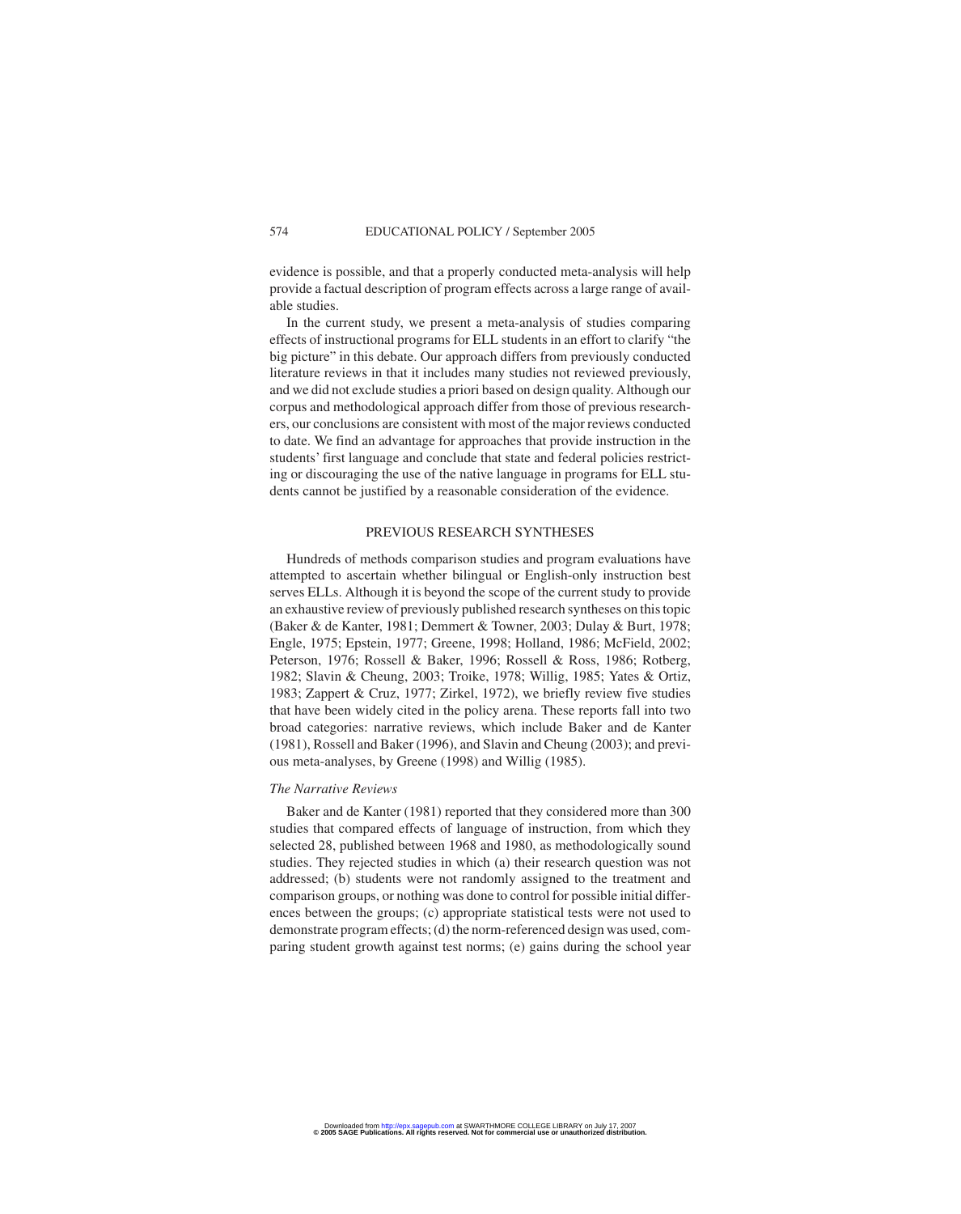evidence is possible, and that a properly conducted meta-analysis will help provide a factual description of program effects across a large range of available studies.

In the current study, we present a meta-analysis of studies comparing effects of instructional programs for ELL students in an effort to clarify "the big picture" in this debate. Our approach differs from previously conducted literature reviews in that it includes many studies not reviewed previously, and we did not exclude studies a priori based on design quality. Although our corpus and methodological approach differ from those of previous researchers, our conclusions are consistent with most of the major reviews conducted to date. We find an advantage for approaches that provide instruction in the students' first language and conclude that state and federal policies restricting or discouraging the use of the native language in programs for ELL students cannot be justified by a reasonable consideration of the evidence.

## PREVIOUS RESEARCH SYNTHESES

Hundreds of methods comparison studies and program evaluations have attempted to ascertain whether bilingual or English-only instruction best serves ELLs. Although it is beyond the scope of the current study to provide an exhaustive review of previously published research syntheses on this topic (Baker & de Kanter, 1981; Demmert & Towner, 2003; Dulay & Burt, 1978; Engle, 1975; Epstein, 1977; Greene, 1998; Holland, 1986; McField, 2002; Peterson, 1976; Rossell & Baker, 1996; Rossell & Ross, 1986; Rotberg, 1982; Slavin & Cheung, 2003; Troike, 1978; Willig, 1985; Yates & Ortiz, 1983; Zappert & Cruz, 1977; Zirkel, 1972), we briefly review five studies that have been widely cited in the policy arena. These reports fall into two broad categories: narrative reviews, which include Baker and de Kanter (1981), Rossell and Baker (1996), and Slavin and Cheung (2003); and previous meta-analyses, by Greene (1998) and Willig (1985).

### *The Narrative Reviews*

Baker and de Kanter (1981) reported that they considered more than 300 studies that compared effects of language of instruction, from which they selected 28, published between 1968 and 1980, as methodologically sound studies. They rejected studies in which (a) their research question was not addressed; (b) students were not randomly assigned to the treatment and comparison groups, or nothing was done to control for possible initial differences between the groups; (c) appropriate statistical tests were not used to demonstrate program effects; (d) the norm-referenced design was used, comparing student growth against test norms; (e) gains during the school year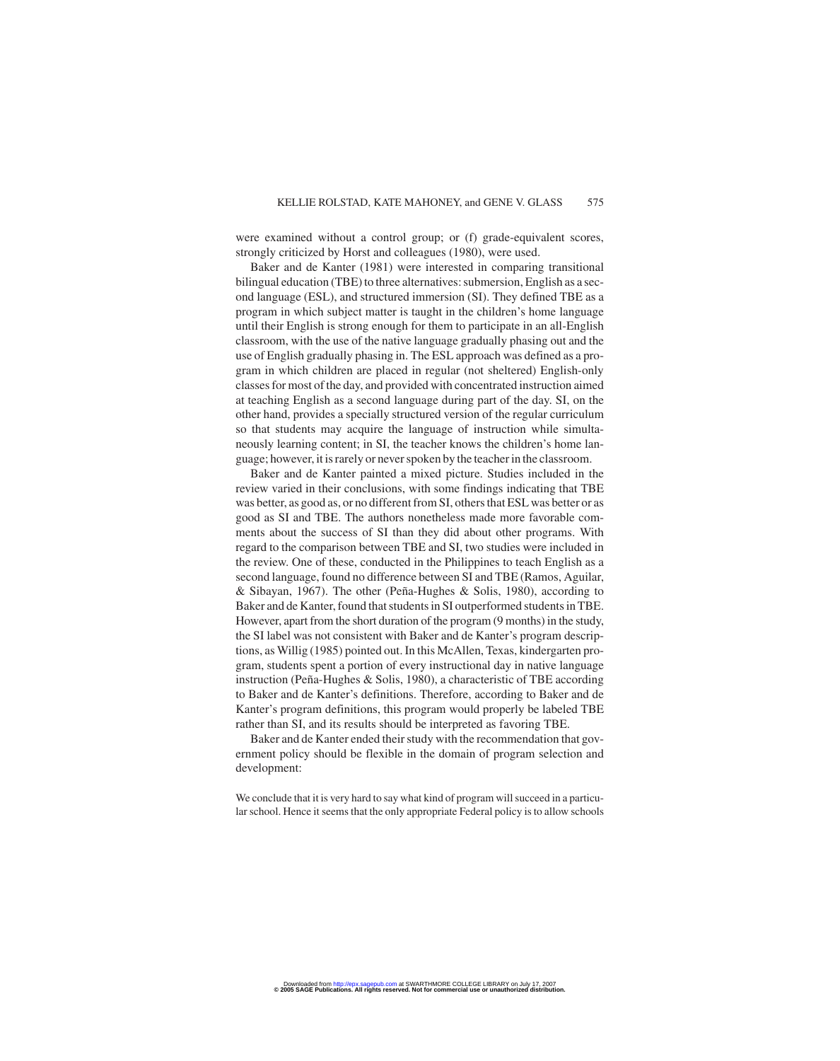were examined without a control group; or (f) grade-equivalent scores, strongly criticized by Horst and colleagues (1980), were used.

Baker and de Kanter (1981) were interested in comparing transitional bilingual education (TBE) to three alternatives: submersion, English as a second language (ESL), and structured immersion (SI). They defined TBE as a program in which subject matter is taught in the children's home language until their English is strong enough for them to participate in an all-English classroom, with the use of the native language gradually phasing out and the use of English gradually phasing in. The ESL approach was defined as a program in which children are placed in regular (not sheltered) English-only classes for most of the day, and provided with concentrated instruction aimed at teaching English as a second language during part of the day. SI, on the other hand, provides a specially structured version of the regular curriculum so that students may acquire the language of instruction while simultaneously learning content; in SI, the teacher knows the children's home language; however, it is rarely or never spoken by the teacher in the classroom.

Baker and de Kanter painted a mixed picture. Studies included in the review varied in their conclusions, with some findings indicating that TBE was better, as good as, or no different from SI, others that ESL was better or as good as SI and TBE. The authors nonetheless made more favorable comments about the success of SI than they did about other programs. With regard to the comparison between TBE and SI, two studies were included in the review. One of these, conducted in the Philippines to teach English as a second language, found no difference between SI and TBE (Ramos, Aguilar, & Sibayan, 1967). The other (Peña-Hughes & Solis, 1980), according to Baker and de Kanter, found that students in SI outperformed students in TBE. However, apart from the short duration of the program (9 months) in the study, the SI label was not consistent with Baker and de Kanter's program descriptions, as Willig (1985) pointed out. In this McAllen, Texas, kindergarten program, students spent a portion of every instructional day in native language instruction (Peña-Hughes & Solis, 1980), a characteristic of TBE according to Baker and de Kanter's definitions. Therefore, according to Baker and de Kanter's program definitions, this program would properly be labeled TBE rather than SI, and its results should be interpreted as favoring TBE.

Baker and de Kanter ended their study with the recommendation that government policy should be flexible in the domain of program selection and development:

> We conclude that it is very hard to say what kind of program will succeed in a particular school. Hence it seems that the only appropriate Federal policy is to allow schools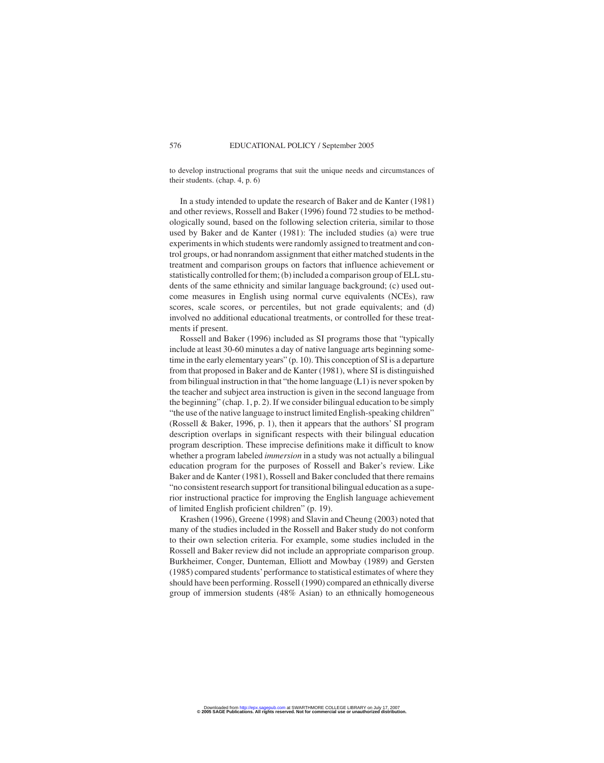to develop instructional programs that suit the unique needs and circumstances of their students. (chap. 4, p. 6)

In a study intended to update the research of Baker and de Kanter (1981) and other reviews, Rossell and Baker (1996) found 72 studies to be methodologically sound, based on the following selection criteria, similar to those used by Baker and de Kanter (1981): The included studies (a) were true experiments in which students were randomly assigned to treatment and control groups, or had nonrandom assignment that either matched students in the treatment and comparison groups on factors that influence achievement or statistically controlled for them; (b) included a comparison group of ELL students of the same ethnicity and similar language background; (c) used outcome measures in English using normal curve equivalents (NCEs), raw scores, scale scores, or percentiles, but not grade equivalents; and (d) involved no additional educational treatments, or controlled for these treatments if present.

Rossell and Baker (1996) included as SI programs those that "typically include at least 30-60 minutes a day of native language arts beginning sometime in the early elementary years" (p. 10). This conception of SI is a departure from that proposed in Baker and de Kanter (1981), where SI is distinguished from bilingual instruction in that "the home language (L1) is never spoken by the teacher and subject area instruction is given in the second language from the beginning" (chap. 1, p. 2). If we consider bilingual education to be simply "the use of the native language to instruct limited English-speaking children" (Rossell & Baker, 1996, p. 1), then it appears that the authors' SI program description overlaps in significant respects with their bilingual education program description. These imprecise definitions make it difficult to know whether a program labeled *immersion* in a study was not actually a bilingual education program for the purposes of Rossell and Baker's review. Like Baker and de Kanter (1981), Rossell and Baker concluded that there remains "no consistent research support for transitional bilingual education as a superior instructional practice for improving the English language achievement of limited English proficient children" (p. 19).

Krashen (1996), Greene (1998) and Slavin and Cheung (2003) noted that many of the studies included in the Rossell and Baker study do not conform to their own selection criteria. For example, some studies included in the Rossell and Baker review did not include an appropriate comparison group. Burkheimer, Conger, Dunteman, Elliott and Mowbay (1989) and Gersten (1985) compared students' performance to statistical estimates of where they should have been performing. Rossell (1990) compared an ethnically diverse group of immersion students (48% Asian) to an ethnically homogeneous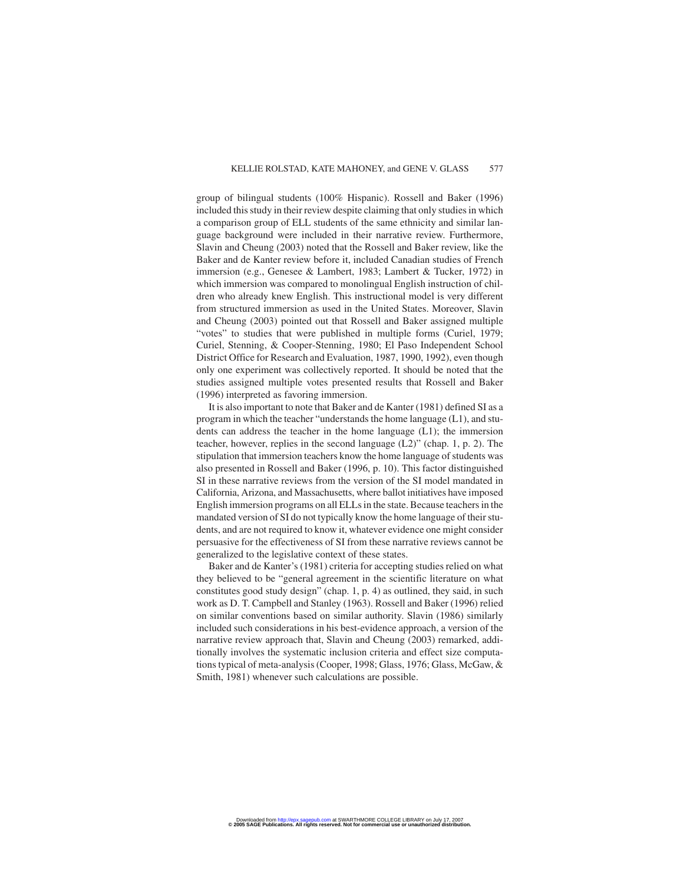group of bilingual students (100% Hispanic). Rossell and Baker (1996) included this study in their review despite claiming that only studies in which a comparison group of ELL students of the same ethnicity and similar language background were included in their narrative review. Furthermore, Slavin and Cheung (2003) noted that the Rossell and Baker review, like the Baker and de Kanter review before it, included Canadian studies of French immersion (e.g., Genesee & Lambert, 1983; Lambert & Tucker, 1972) in which immersion was compared to monolingual English instruction of children who already knew English. This instructional model is very different from structured immersion as used in the United States. Moreover, Slavin and Cheung (2003) pointed out that Rossell and Baker assigned multiple "votes" to studies that were published in multiple forms (Curiel, 1979; Curiel, Stenning, & Cooper-Stenning, 1980; El Paso Independent School District Office for Research and Evaluation, 1987, 1990, 1992), even though only one experiment was collectively reported. It should be noted that the studies assigned multiple votes presented results that Rossell and Baker (1996) interpreted as favoring immersion.

It is also important to note that Baker and de Kanter (1981) defined SI as a program in which the teacher "understands the home language (L1), and students can address the teacher in the home language (L1); the immersion teacher, however, replies in the second language (L2)" (chap. 1, p. 2). The stipulation that immersion teachers know the home language of students was also presented in Rossell and Baker (1996, p. 10). This factor distinguished SI in these narrative reviews from the version of the SI model mandated in California, Arizona, and Massachusetts, where ballot initiatives have imposed English immersion programs on all ELLs in the state. Because teachers in the mandated version of SI do not typically know the home language of their students, and are not required to know it, whatever evidence one might consider persuasive for the effectiveness of SI from these narrative reviews cannot be generalized to the legislative context of these states.

Baker and de Kanter's (1981) criteria for accepting studies relied on what they believed to be "general agreement in the scientific literature on what constitutes good study design" (chap. 1, p. 4) as outlined, they said, in such work as D. T. Campbell and Stanley (1963). Rossell and Baker (1996) relied on similar conventions based on similar authority. Slavin (1986) similarly included such considerations in his best-evidence approach, a version of the narrative review approach that, Slavin and Cheung (2003) remarked, additionally involves the systematic inclusion criteria and effect size computations typical of meta-analysis (Cooper, 1998; Glass, 1976; Glass, McGaw, & Smith, 1981) whenever such calculations are possible.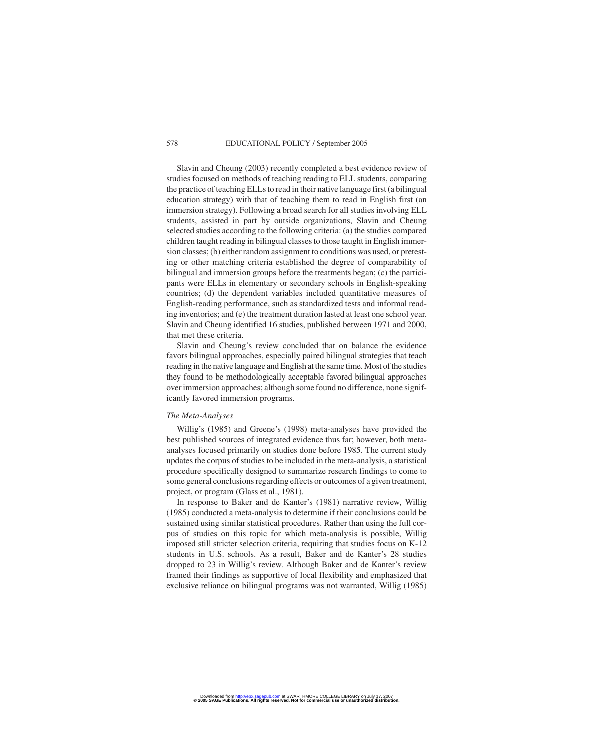Slavin and Cheung (2003) recently completed a best evidence review of studies focused on methods of teaching reading to ELL students, comparing the practice of teaching ELLs to read in their native language first (a bilingual education strategy) with that of teaching them to read in English first (an immersion strategy). Following a broad search for all studies involving ELL students, assisted in part by outside organizations, Slavin and Cheung selected studies according to the following criteria: (a) the studies compared children taught reading in bilingual classes to those taught in English immersion classes; (b) either random assignment to conditions was used, or pretesting or other matching criteria established the degree of comparability of bilingual and immersion groups before the treatments began; (c) the participants were ELLs in elementary or secondary schools in English-speaking countries; (d) the dependent variables included quantitative measures of English-reading performance, such as standardized tests and informal reading inventories; and (e) the treatment duration lasted at least one school year. Slavin and Cheung identified 16 studies, published between 1971 and 2000, that met these criteria.

Slavin and Cheung's review concluded that on balance the evidence favors bilingual approaches, especially paired bilingual strategies that teach reading in the native language and English at the same time. Most of the studies they found to be methodologically acceptable favored bilingual approaches over immersion approaches; although some found no difference, none significantly favored immersion programs.

*The Meta-Analyses*

Willig's (1985) and Greene's (1998) meta-analyses have provided the best published sources of integrated evidence thus far; however, both meta-analyses focused primarily on studies done before 1985. The current study updates the corpus of studies to be included in the meta-analysis, a statistical procedure specifically designed to summarize research findings to come to some general conclusions regarding effects or outcomes of a given treatment, project, or program (Glass et al., 1981).

In response to Baker and de Kanter's (1981) narrative review, Willig (1985) conducted a meta-analysis to determine if their conclusions could be sustained using similar statistical procedures. Rather than using the full corpus of studies on this topic for which meta-analysis is possible, Willig imposed still stricter selection criteria, requiring that studies focus on K-12 students in U.S. schools. As a result, Baker and de Kanter's 28 studies dropped to 23 in Willig's review. Although Baker and de Kanter's review framed their findings as supportive of local flexibility and emphasized that exclusive reliance on bilingual programs was not warranted, Willig (1985)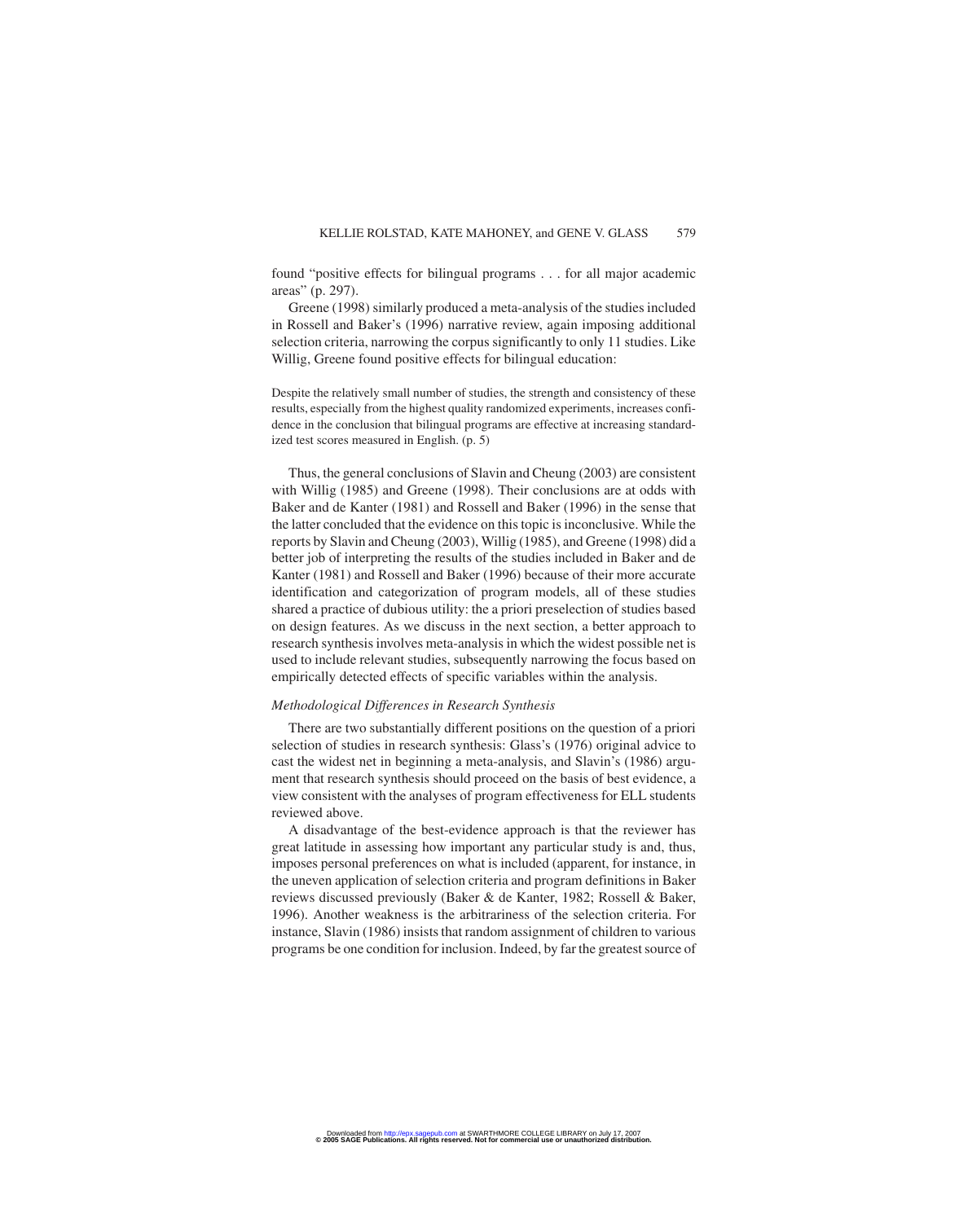found "positive effects for bilingual programs . . . for all major academic areas" (p. 297).

Greene (1998) similarly produced a meta-analysis of the studies included in Rossell and Baker's (1996) narrative review, again imposing additional selection criteria, narrowing the corpus significantly to only 11 studies. Like Willig, Greene found positive effects for bilingual education:

> Despite the relatively small number of studies, the strength and consistency of these results, especially from the highest quality randomized experiments, increases confidence in the conclusion that bilingual programs are effective at increasing standardized test scores measured in English. (p. 5)

Thus, the general conclusions of Slavin and Cheung (2003) are consistent with Willig (1985) and Greene (1998). Their conclusions are at odds with Baker and de Kanter (1981) and Rossell and Baker (1996) in the sense that the latter concluded that the evidence on this topic is inconclusive. While the reports by Slavin and Cheung (2003), Willig (1985), and Greene (1998) did a better job of interpreting the results of the studies included in Baker and de Kanter (1981) and Rossell and Baker (1996) because of their more accurate identification and categorization of program models, all of these studies shared a practice of dubious utility: the a priori preselection of studies based on design features. As we discuss in the next section, a better approach to research synthesis involves meta-analysis in which the widest possible net is used to include relevant studies, subsequently narrowing the focus based on empirically detected effects of specific variables within the analysis.

### *Methodological Differences in Research Synthesis*

There are two substantially different positions on the question of a priori selection of studies in research synthesis: Glass's (1976) original advice to cast the widest net in beginning a meta-analysis, and Slavin's (1986) argument that research synthesis should proceed on the basis of best evidence, a view consistent with the analyses of program effectiveness for ELL students reviewed above.

A disadvantage of the best-evidence approach is that the reviewer has great latitude in assessing how important any particular study is and, thus, imposes personal preferences on what is included (apparent, for instance, in the uneven application of selection criteria and program definitions in Baker reviews discussed previously (Baker & de Kanter, 1982; Rossell & Baker, 1996). Another weakness is the arbitrariness of the selection criteria. For instance, Slavin (1986) insists that random assignment of children to various programs be one condition for inclusion. Indeed, by far the greatest source of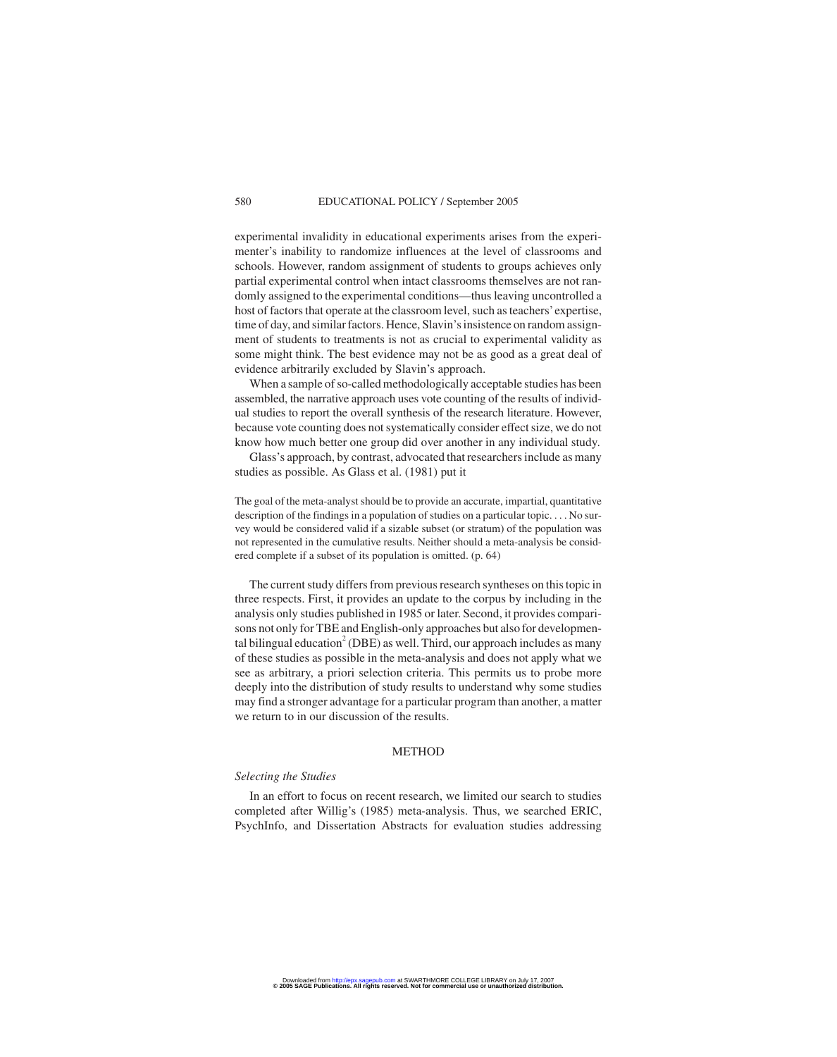experimental invalidity in educational experiments arises from the experimenter's inability to randomize influences at the level of classrooms and schools. However, random assignment of students to groups achieves only partial experimental control when intact classrooms themselves are not randomly assigned to the experimental conditions—thus leaving uncontrolled a host of factors that operate at the classroom level, such as teachers' expertise, time of day, and similar factors. Hence, Slavin's insistence on random assignment of students to treatments is not as crucial to experimental validity as some might think. The best evidence may not be as good as a great deal of evidence arbitrarily excluded by Slavin's approach.

When a sample of so-called methodologically acceptable studies has been assembled, the narrative approach uses vote counting of the results of individual studies to report the overall synthesis of the research literature. However, because vote counting does not systematically consider effect size, we do not know how much better one group did over another in any individual study.

Glass's approach, by contrast, advocated that researchers include as many studies as possible. As Glass et al. (1981) put it

> The goal of the meta-analyst should be to provide an accurate, impartial, quantitative description of the findings in a population of studies on a particular topic. . . . No survey would be considered valid if a sizable subset (or stratum) of the population was not represented in the cumulative results. Neither should a meta-analysis be considered complete if a subset of its population is omitted. (p. 64)

The current study differs from previous research syntheses on this topic in three respects. First, it provides an update to the corpus by including in the analysis only studies published in 1985 or later. Second, it provides comparisons not only for TBE and English-only approaches but also for developmental bilingual education[2] (DBE) as well. Third, our approach includes as many of these studies as possible in the meta-analysis and does not apply what we see as arbitrary, a priori selection criteria. This permits us to probe more deeply into the distribution of study results to understand why some studies may find a stronger advantage for a particular program than another, a matter we return to in our discussion of the results.

## METHOD

### *Selecting the Studies*

In an effort to focus on recent research, we limited our search to studies completed after Willig's (1985) meta-analysis. Thus, we searched ERIC, PsychInfo, and Dissertation Abstracts for evaluation studies addressing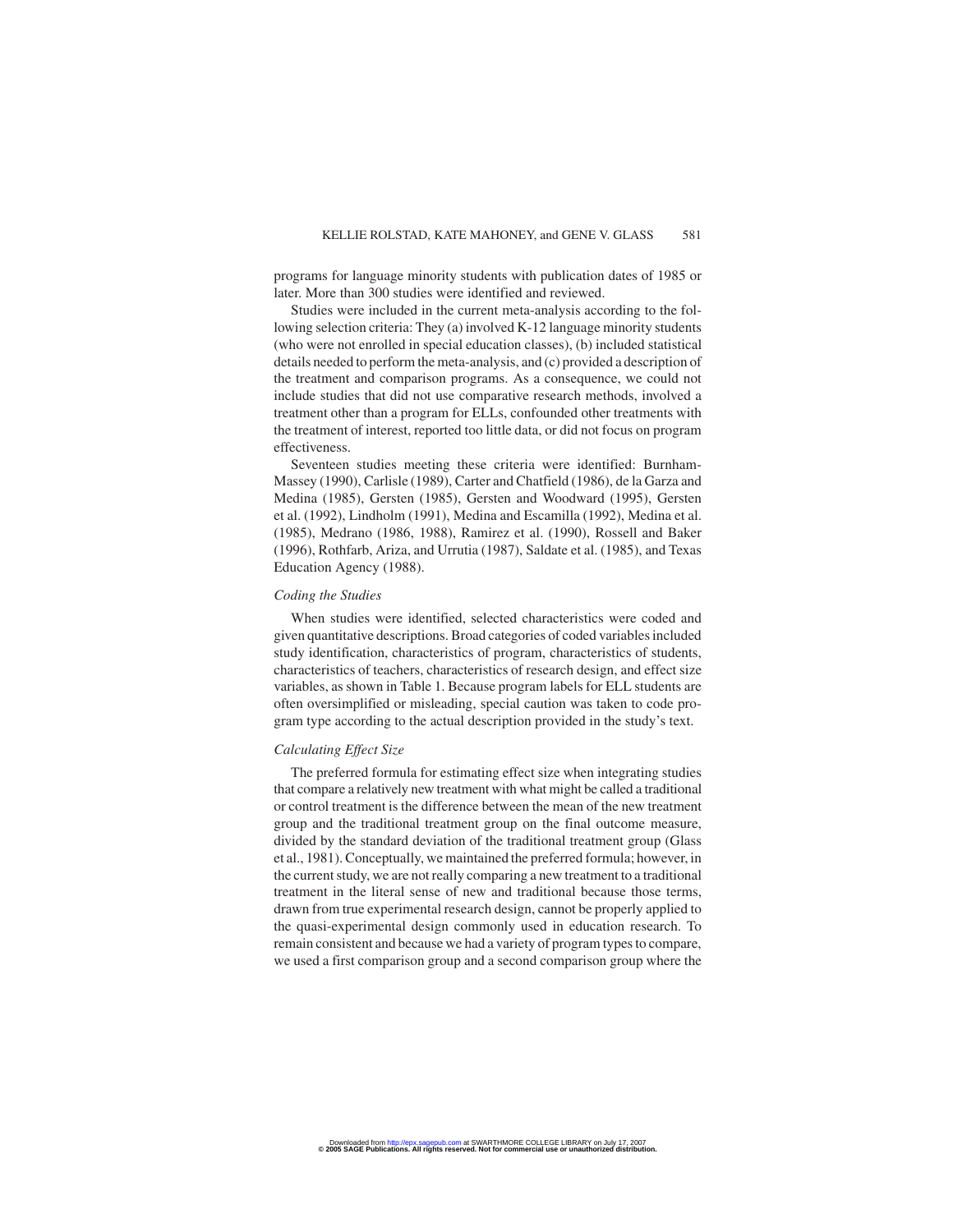programs for language minority students with publication dates of 1985 or later. More than 300 studies were identified and reviewed.

Studies were included in the current meta-analysis according to the following selection criteria: They (a) involved K-12 language minority students (who were not enrolled in special education classes), (b) included statistical details needed to perform the meta-analysis, and (c) provided a description of the treatment and comparison programs. As a consequence, we could not include studies that did not use comparative research methods, involved a treatment other than a program for ELLs, confounded other treatments with the treatment of interest, reported too little data, or did not focus on program effectiveness.

Seventeen studies meeting these criteria were identified: Burnham-Massey (1990), Carlisle (1989), Carter and Chatfield (1986), de la Garza and Medina (1985), Gersten (1985), Gersten and Woodward (1995), Gersten et al. (1992), Lindholm (1991), Medina and Escamilla (1992), Medina et al. (1985), Medrano (1986, 1988), Ramirez et al. (1990), Rossell and Baker (1996), Rothfarb, Ariza, and Urrutia (1987), Saldate et al. (1985), and Texas Education Agency (1988).

### *Coding the Studies*

When studies were identified, selected characteristics were coded and given quantitative descriptions. Broad categories of coded variables included study identification, characteristics of program, characteristics of students, characteristics of teachers, characteristics of research design, and effect size variables, as shown in Table 1. Because program labels for ELL students are often oversimplified or misleading, special caution was taken to code program type according to the actual description provided in the study's text.

### *Calculating Effect Size*

The preferred formula for estimating effect size when integrating studies that compare a relatively new treatment with what might be called a traditional or control treatment is the difference between the mean of the new treatment group and the traditional treatment group on the final outcome measure, divided by the standard deviation of the traditional treatment group (Glass et al., 1981). Conceptually, we maintained the preferred formula; however, in the current study, we are not really comparing a new treatment to a traditional treatment in the literal sense of new and traditional because those terms, drawn from true experimental research design, cannot be properly applied to the quasi-experimental design commonly used in education research. To remain consistent and because we had a variety of program types to compare, we used a first comparison group and a second comparison group where the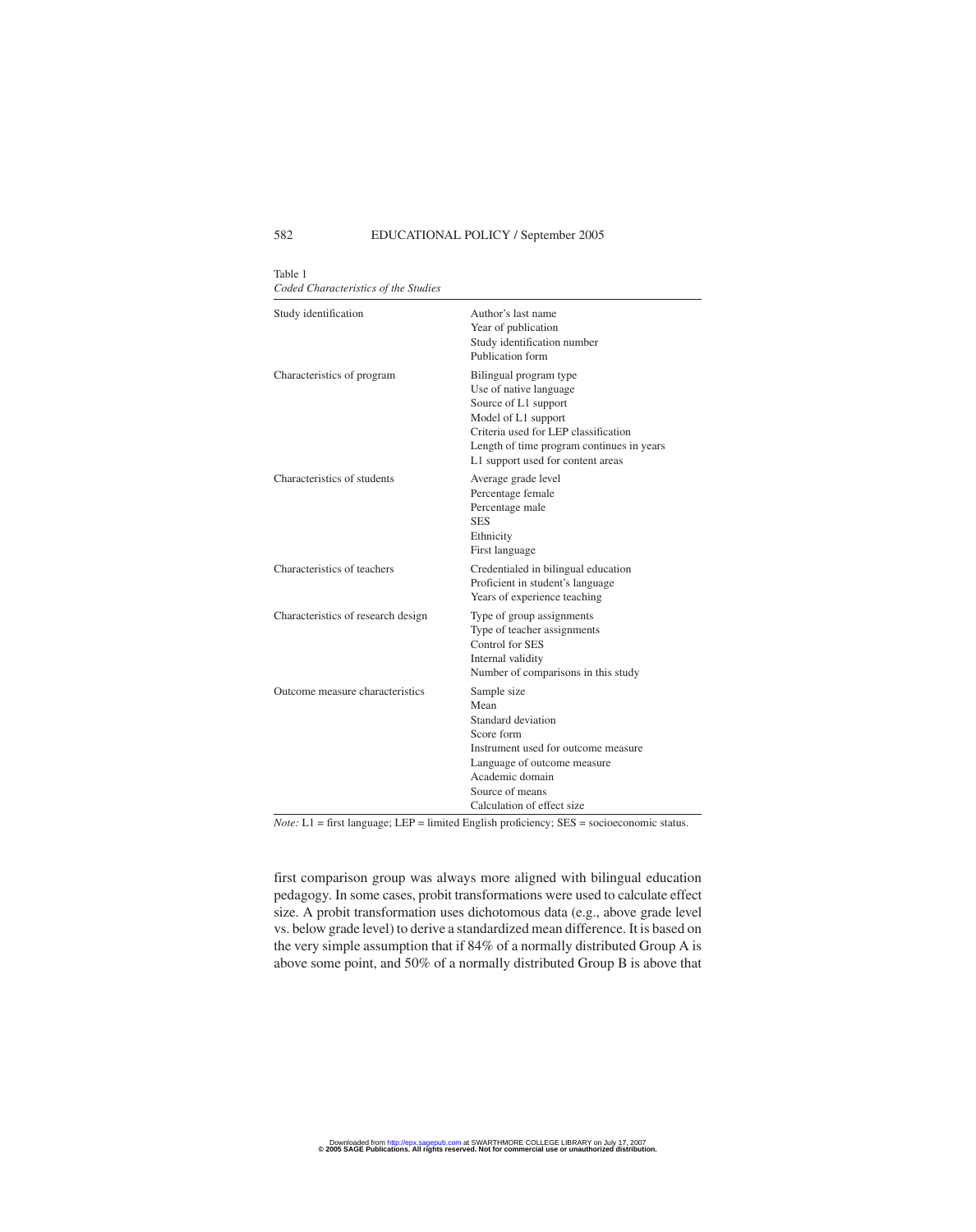Table 1
*Coded Characteristics of the Studies*

| | |
|---|---|
| Study identification | Author's last name<br>Year of publication<br>Study identification number<br>Publication form |
| Characteristics of program | Bilingual program type<br>Use of native language<br>Source of L1 support<br>Model of L1 support<br>Criteria used for LEP classification<br>Length of time program continues in years<br>L1 support used for content areas |
| Characteristics of students | Average grade level<br>Percentage female<br>Percentage male<br>SES<br>Ethnicity<br>First language |
| Characteristics of teachers | Credentialed in bilingual education<br>Proficient in student's language<br>Years of experience teaching |
| Characteristics of research design | Type of group assignments<br>Type of teacher assignments<br>Control for SES<br>Internal validity<br>Number of comparisons in this study |
| Outcome measure characteristics | Sample size<br>Mean<br>Standard deviation<br>Score form<br>Instrument used for outcome measure<br>Language of outcome measure<br>Academic domain<br>Source of means<br>Calculation of effect size |

*Note:* L1 = first language; LEP = limited English proficiency; SES = socioeconomic status.

first comparison group was always more aligned with bilingual education pedagogy. In some cases, probit transformations were used to calculate effect size. A probit transformation uses dichotomous data (e.g., above grade level vs. below grade level) to derive a standardized mean difference. It is based on the very simple assumption that if 84% of a normally distributed Group A is above some point, and 50% of a normally distributed Group B is above that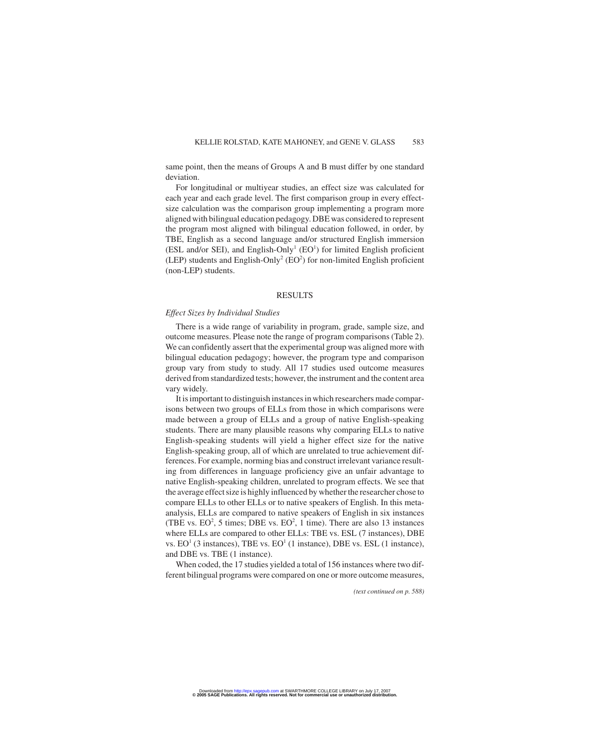same point, then the means of Groups A and B must differ by one standard deviation.

For longitudinal or multiyear studies, an effect size was calculated for each year and each grade level. The first comparison group in every effect-size calculation was the comparison group implementing a program more aligned with bilingual education pedagogy. DBE was considered to represent the program most aligned with bilingual education followed, in order, by TBE, English as a second language and/or structured English immersion (ESL and/or SEI), and English-Only[1] (EO[1]) for limited English proficient (LEP) students and English-Only[2] (EO[2]) for non-limited English proficient (non-LEP) students.

## RESULTS

### *Effect Sizes by Individual Studies*

There is a wide range of variability in program, grade, sample size, and outcome measures. Please note the range of program comparisons (Table 2). We can confidently assert that the experimental group was aligned more with bilingual education pedagogy; however, the program type and comparison group vary from study to study. All 17 studies used outcome measures derived from standardized tests; however, the instrument and the content area vary widely.

It is important to distinguish instances in which researchers made comparisons between two groups of ELLs from those in which comparisons were made between a group of ELLs and a group of native English-speaking students. There are many plausible reasons why comparing ELLs to native English-speaking students will yield a higher effect size for the native English-speaking group, all of which are unrelated to true achievement differences. For example, norming bias and construct irrelevant variance resulting from differences in language proficiency give an unfair advantage to native English-speaking children, unrelated to program effects. We see that the average effect size is highly influenced by whether the researcher chose to compare ELLs to other ELLs or to native speakers of English. In this meta-analysis, ELLs are compared to native speakers of English in six instances (TBE vs. EO[2], 5 times; DBE vs. EO[2], 1 time). There are also 13 instances where ELLs are compared to other ELLs: TBE vs. ESL (7 instances), DBE vs. EO[1] (3 instances), TBE vs. EO[1] (1 instance), DBE vs. ESL (1 instance), and DBE vs. TBE (1 instance).

When coded, the 17 studies yielded a total of 156 instances where two different bilingual programs were compared on one or more outcome measures,

*(text continued on p. 588)*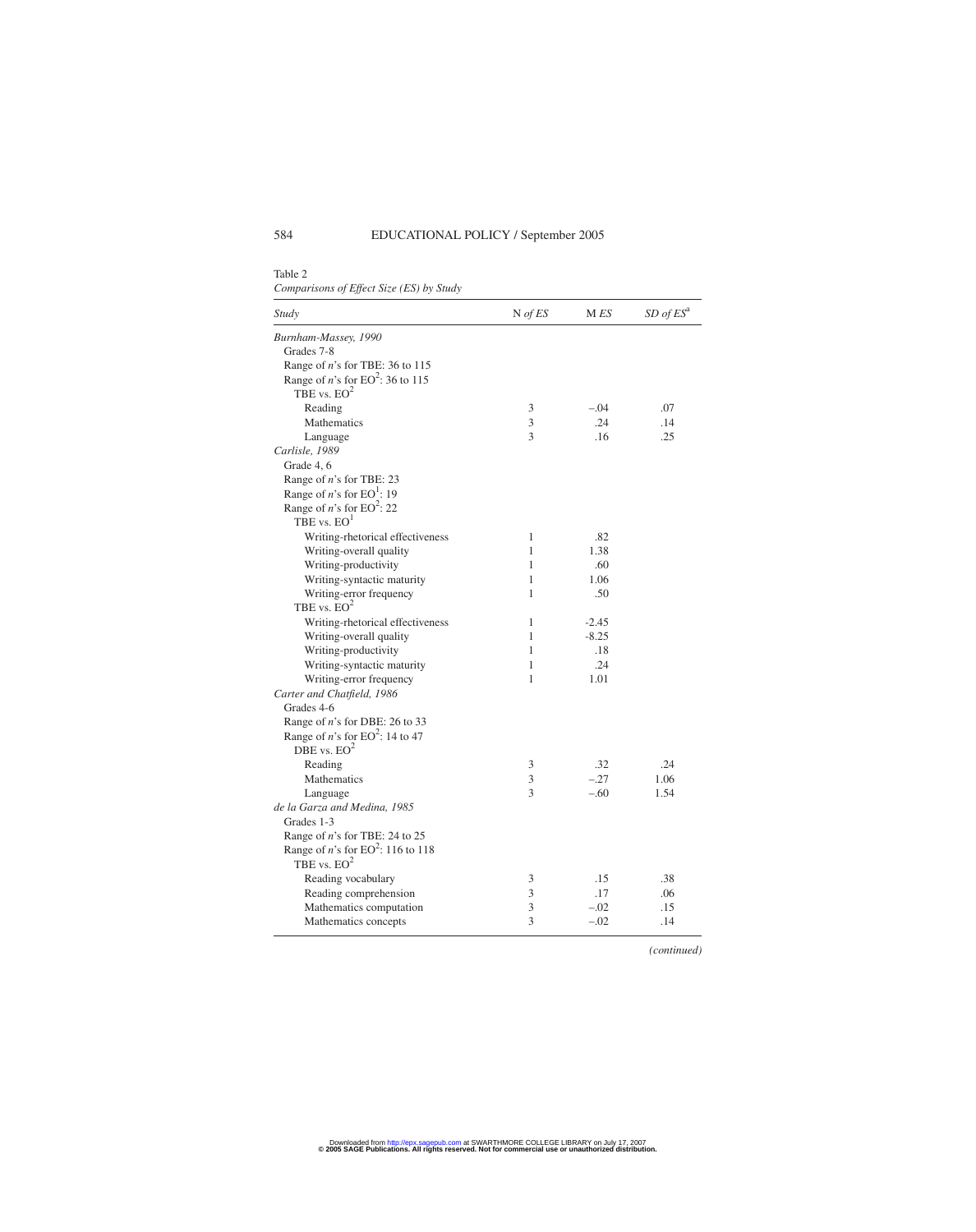Table 2
*Comparisons of Effect Size (ES) by Study*

| *Study* | N *of ES* | M *ES* | *SD of ES*[a] |
|---|---|---|---|
| *Burnham-Massey, 1990* | | | |
| Grades 7-8 | | | |
| Range of *n*'s for TBE: 36 to 115 | | | |
| Range of *n*'s for EO[2]: 36 to 115 | | | |
| TBE vs. EO[2] | | | |
| Reading | 3 | –.04 | .07 |
| Mathematics | 3 | .24 | .14 |
| Language | 3 | .16 | .25 |
| *Carlisle, 1989* | | | |
| Grade 4, 6 | | | |
| Range of *n*'s for TBE: 23 | | | |
| Range of *n*'s for EO[1]: 19 | | | |
| Range of *n*'s for EO[2]: 22 | | | |
| TBE vs. EO[1] | | | |
| Writing-rhetorical effectiveness | 1 | .82 | |
| Writing-overall quality | 1 | 1.38 | |
| Writing-productivity | 1 | .60 | |
| Writing-syntactic maturity | 1 | 1.06 | |
| Writing-error frequency | 1 | .50 | |
| TBE vs. EO[2] | | | |
| Writing-rhetorical effectiveness | 1 | -2.45 | |
| Writing-overall quality | 1 | -8.25 | |
| Writing-productivity | 1 | .18 | |
| Writing-syntactic maturity | 1 | .24 | |
| Writing-error frequency | 1 | 1.01 | |
| *Carter and Chatfield, 1986* | | | |
| Grades 4-6 | | | |
| Range of *n*'s for DBE: 26 to 33 | | | |
| Range of *n*'s for EO[2]: 14 to 47 | | | |
| DBE vs. EO[2] | | | |
| Reading | 3 | .32 | .24 |
| Mathematics | 3 | –.27 | 1.06 |
| Language | 3 | –.60 | 1.54 |
| *de la Garza and Medina, 1985* | | | |
| Grades 1-3 | | | |
| Range of *n*'s for TBE: 24 to 25 | | | |
| Range of *n*'s for EO[2]: 116 to 118 | | | |
| TBE vs. EO[2] | | | |
| Reading vocabulary | 3 | .15 | .38 |
| Reading comprehension | 3 | .17 | .06 |
| Mathematics computation | 3 | –.02 | .15 |
| Mathematics concepts | 3 | –.02 | .14 |

*(continued)*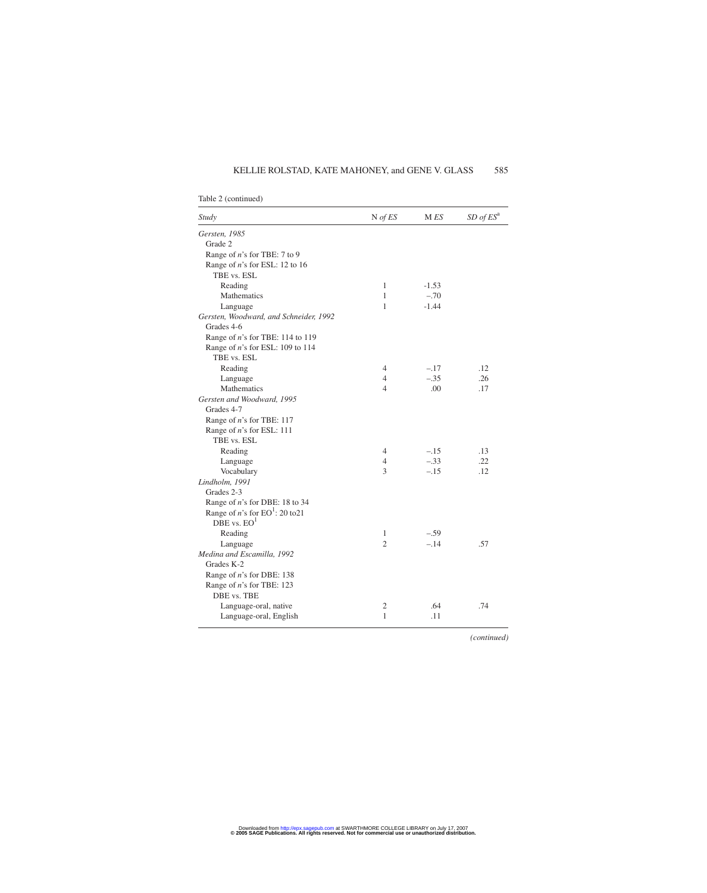Table 2 (continued)

| *Study* | N *of ES* | M *ES* | *SD of ES*[a] |
|---|---|---|---|
| *Gersten, 1985* | | | |
| Grade 2 | | | |
| Range of *n*'s for TBE: 7 to 9 | | | |
| Range of *n*'s for ESL: 12 to 16 | | | |
| TBE vs. ESL | | | |
| Reading | 1 | -1.53 | |
| Mathematics | 1 | –.70 | |
| Language | 1 | -1.44 | |
| *Gersten, Woodward, and Schneider, 1992* | | | |
| Grades 4-6 | | | |
| Range of *n*'s for TBE: 114 to 119 | | | |
| Range of *n*'s for ESL: 109 to 114 | | | |
| TBE vs. ESL | | | |
| Reading | 4 | –.17 | .12 |
| Language | 4 | –.35 | .26 |
| Mathematics | 4 | .00 | .17 |
| *Gersten and Woodward, 1995* | | | |
| Grades 4-7 | | | |
| Range of *n*'s for TBE: 117 | | | |
| Range of *n*'s for ESL: 111 | | | |
| TBE vs. ESL | | | |
| Reading | 4 | –.15 | .13 |
| Language | 4 | –.33 | .22 |
| Vocabulary | 3 | –.15 | .12 |
| *Lindholm, 1991* | | | |
| Grades 2-3 | | | |
| Range of *n*'s for DBE: 18 to 34 | | | |
| Range of *n*'s for EO[1]: 20 to21 | | | |
| DBE vs. EO[1] | | | |
| Reading | 1 | –.59 | |
| Language | 2 | –.14 | .57 |
| *Medina and Escamilla, 1992* | | | |
| Grades K-2 | | | |
| Range of *n*'s for DBE: 138 | | | |
| Range of *n*'s for TBE: 123 | | | |
| DBE vs. TBE | | | |
| Language-oral, native | 2 | .64 | .74 |
| Language-oral, English | 1 | .11 | |

*(continued)*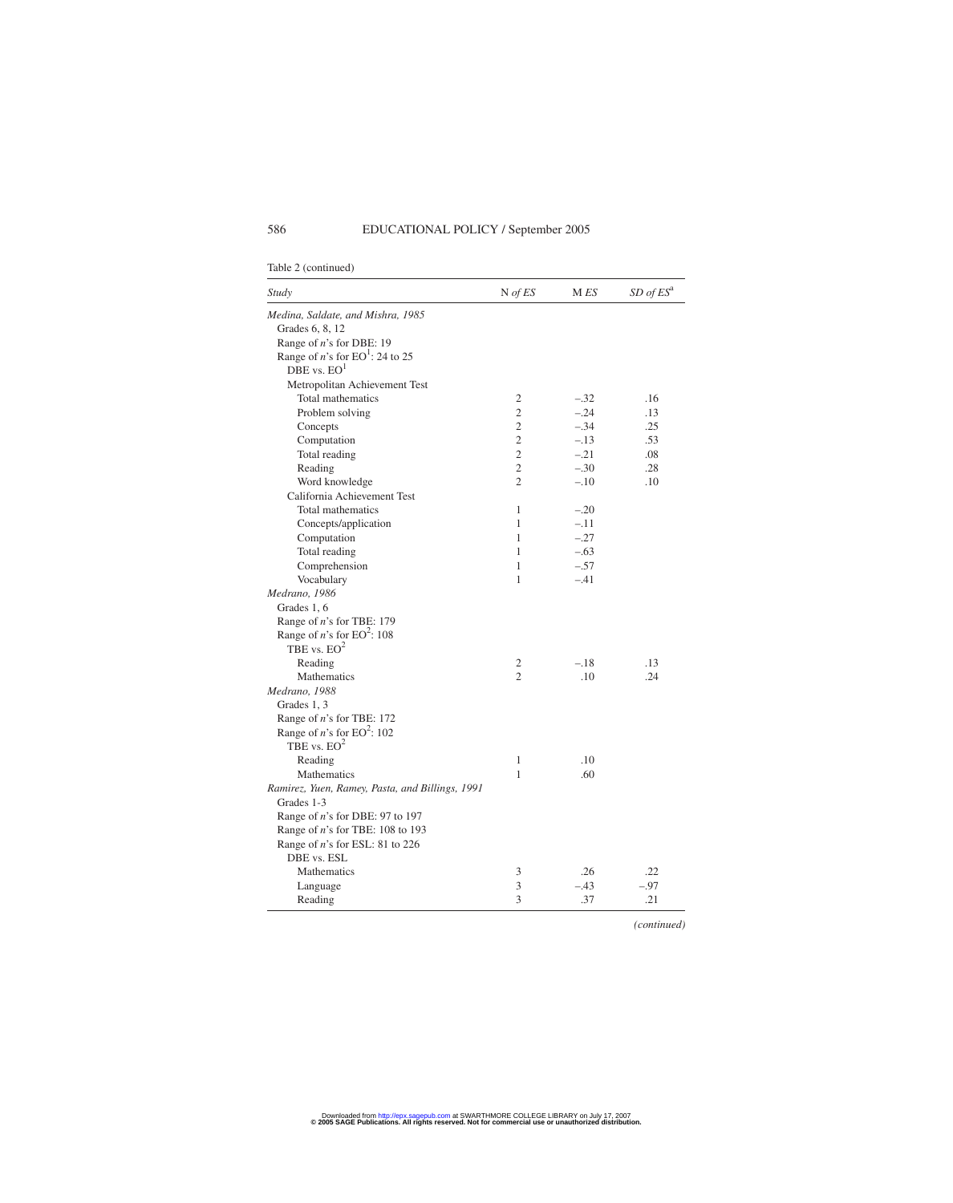Table 2 (continued)

| *Study* | N *of ES* | M *ES* | *SD of ES*[a] |
|---|---|---|---|
| *Medina, Saldate, and Mishra, 1985* | | | |
| Grades 6, 8, 12 | | | |
| Range of *n*'s for DBE: 19 | | | |
| Range of *n*'s for EO[1]: 24 to 25 | | | |
| DBE vs. EO[1] | | | |
| Metropolitan Achievement Test | | | |
| Total mathematics | 2 | –.32 | .16 |
| Problem solving | 2 | –.24 | .13 |
| Concepts | 2 | –.34 | .25 |
| Computation | 2 | –.13 | .53 |
| Total reading | 2 | –.21 | .08 |
| Reading | 2 | –.30 | .28 |
| Word knowledge | 2 | –.10 | .10 |
| California Achievement Test | | | |
| Total mathematics | 1 | –.20 | |
| Concepts/application | 1 | –.11 | |
| Computation | 1 | –.27 | |
| Total reading | 1 | –.63 | |
| Comprehension | 1 | –.57 | |
| Vocabulary | 1 | –.41 | |
| *Medrano, 1986* | | | |
| Grades 1, 6 | | | |
| Range of *n*'s for TBE: 179 | | | |
| Range of *n*'s for EO[2]: 108 | | | |
| TBE vs. EO[2] | | | |
| Reading | 2 | –.18 | .13 |
| Mathematics | 2 | .10 | .24 |
| *Medrano, 1988* | | | |
| Grades 1, 3 | | | |
| Range of *n*'s for TBE: 172 | | | |
| Range of *n*'s for EO[2]: 102 | | | |
| TBE vs. EO[2] | | | |
| Reading | 1 | .10 | |
| Mathematics | 1 | .60 | |
| *Ramirez, Yuen, Ramey, Pasta, and Billings, 1991* | | | |
| Grades 1-3 | | | |
| Range of *n*'s for DBE: 97 to 197 | | | |
| Range of *n*'s for TBE: 108 to 193 | | | |
| Range of *n*'s for ESL: 81 to 226 | | | |
| DBE vs. ESL | | | |
| Mathematics | 3 | .26 | .22 |
| Language | 3 | –.43 | –.97 |
| Reading | 3 | .37 | .21 |

*(continued)*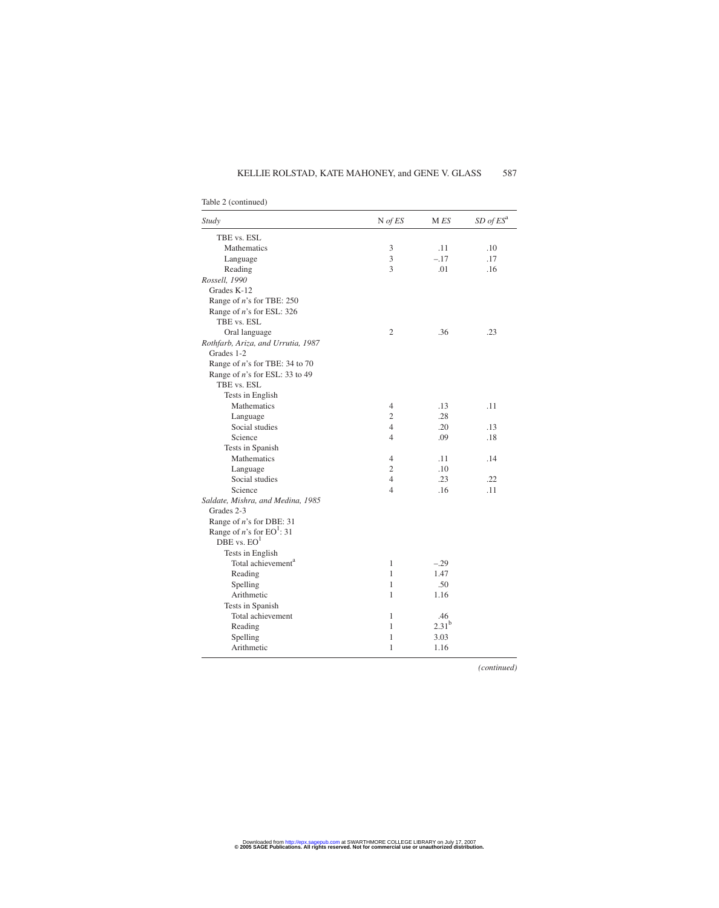Table 2 (continued)

| *Study* | N *of ES* | M *ES* | *SD of ES*[a] |
|---|---|---|---|
| TBE vs. ESL | | | |
| Mathematics | 3 | .11 | .10 |
| Language | 3 | −.17 | .17 |
| Reading | 3 | .01 | .16 |
| *Rossell, 1990* | | | |
| Grades K-12 | | | |
| Range of *n*'s for TBE: 250 | | | |
| Range of *n*'s for ESL: 326 | | | |
| TBE vs. ESL | | | |
| Oral language | 2 | .36 | .23 |
| *Rothfarb, Ariza, and Urrutia, 1987* | | | |
| Grades 1-2 | | | |
| Range of *n*'s for TBE: 34 to 70 | | | |
| Range of *n*'s for ESL: 33 to 49 | | | |
| TBE vs. ESL | | | |
| Tests in English | | | |
| Mathematics | 4 | .13 | .11 |
| Language | 2 | .28 | |
| Social studies | 4 | .20 | .13 |
| Science | 4 | .09 | .18 |
| Tests in Spanish | | | |
| Mathematics | 4 | .11 | .14 |
| Language | 2 | .10 | |
| Social studies | 4 | .23 | .22 |
| Science | 4 | .16 | .11 |
| *Saldate, Mishra, and Medina, 1985* | | | |
| Grades 2-3 | | | |
| Range of *n*'s for DBE: 31 | | | |
| Range of *n*'s for EO[1]: 31 | | | |
| DBE vs. EO[1] | | | |
| Tests in English | | | |
| Total achievement[a] | 1 | −.29 | |
| Reading | 1 | 1.47 | |
| Spelling | 1 | .50 | |
| Arithmetic | 1 | 1.16 | |
| Tests in Spanish | | | |
| Total achievement | 1 | .46 | |
| Reading | 1 | 2.31[b] | |
| Spelling | 1 | 3.03 | |
| Arithmetic | 1 | 1.16 | |

*(continued)*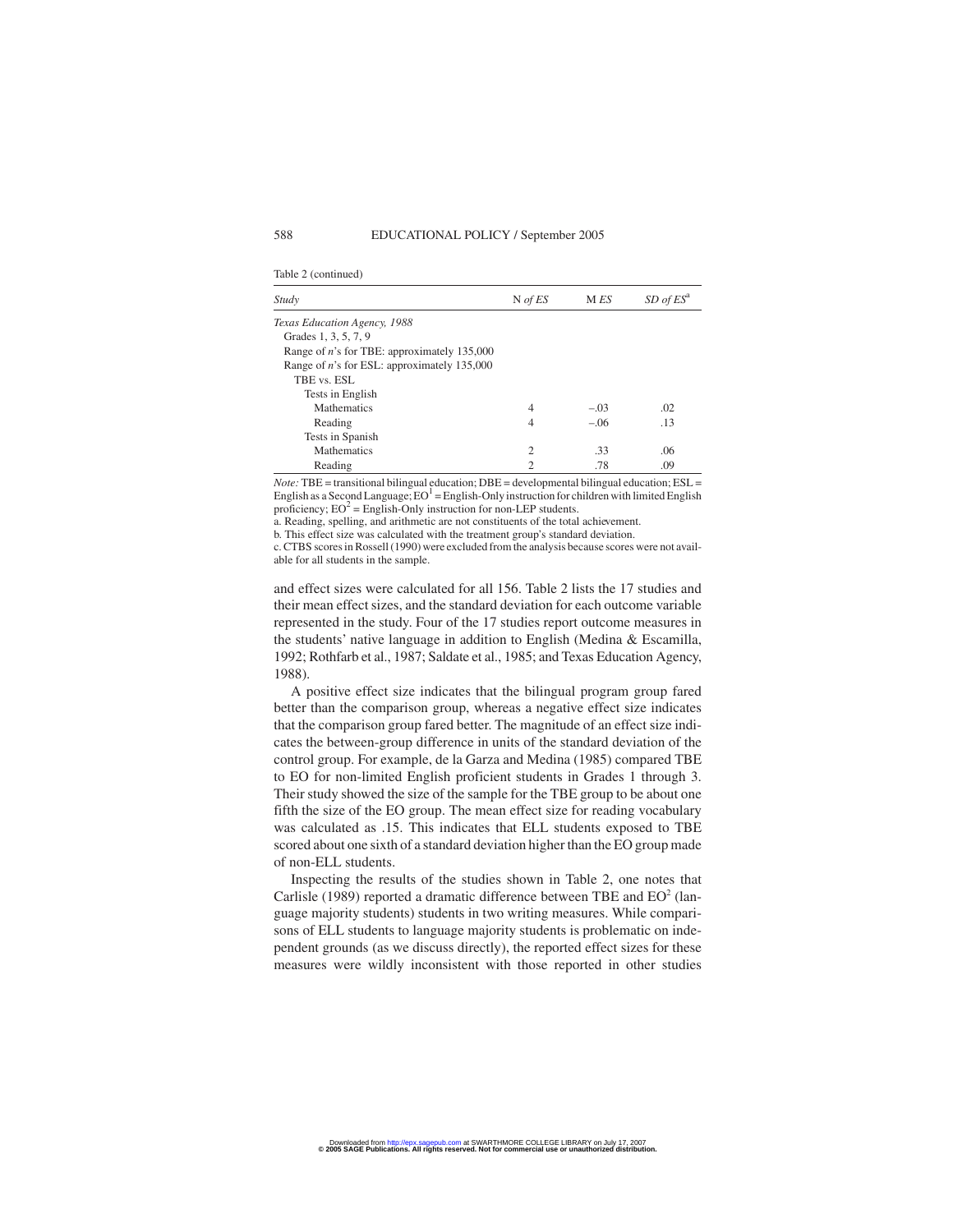Table 2 (continued)

| *Study* | N *of ES* | M *ES* | *SD of ES*[a] |
|---|---|---|---|
| *Texas Education Agency, 1988* | | | |
| Grades 1, 3, 5, 7, 9 | | | |
| Range of *n*'s for TBE: approximately 135,000 | | | |
| Range of *n*'s for ESL: approximately 135,000 | | | |
| TBE vs. ESL | | | |
| Tests in English | | | |
| Mathematics | 4 | –.03 | .02 |
| Reading | 4 | –.06 | .13 |
| Tests in Spanish | | | |
| Mathematics | 2 | .33 | .06 |
| Reading | 2 | .78 | .09 |

*Note:* TBE = transitional bilingual education; DBE = developmental bilingual education; ESL = English as a Second Language; $EO^1$ = English-Only instruction for children with limited English proficiency; $EO^2$ = English-Only instruction for non-LEP students.
a. Reading, spelling, and arithmetic are not constituents of the total achievement.
b. This effect size was calculated with the treatment group's standard deviation.
c. CTBS scores in Rossell (1990) were excluded from the analysis because scores were not available for all students in the sample.

and effect sizes were calculated for all 156. Table 2 lists the 17 studies and their mean effect sizes, and the standard deviation for each outcome variable represented in the study. Four of the 17 studies report outcome measures in the students' native language in addition to English (Medina & Escamilla, 1992; Rothfarb et al., 1987; Saldate et al., 1985; and Texas Education Agency, 1988).

A positive effect size indicates that the bilingual program group fared better than the comparison group, whereas a negative effect size indicates that the comparison group fared better. The magnitude of an effect size indicates the between-group difference in units of the standard deviation of the control group. For example, de la Garza and Medina (1985) compared TBE to EO for non-limited English proficient students in Grades 1 through 3. Their study showed the size of the sample for the TBE group to be about one fifth the size of the EO group. The mean effect size for reading vocabulary was calculated as .15. This indicates that ELL students exposed to TBE scored about one sixth of a standard deviation higher than the EO group made of non-ELL students.

Inspecting the results of the studies shown in Table 2, one notes that Carlisle (1989) reported a dramatic difference between TBE and $EO^2$ (language majority students) students in two writing measures. While comparisons of ELL students to language majority students is problematic on independent grounds (as we discuss directly), the reported effect sizes for these measures were wildly inconsistent with those reported in other studies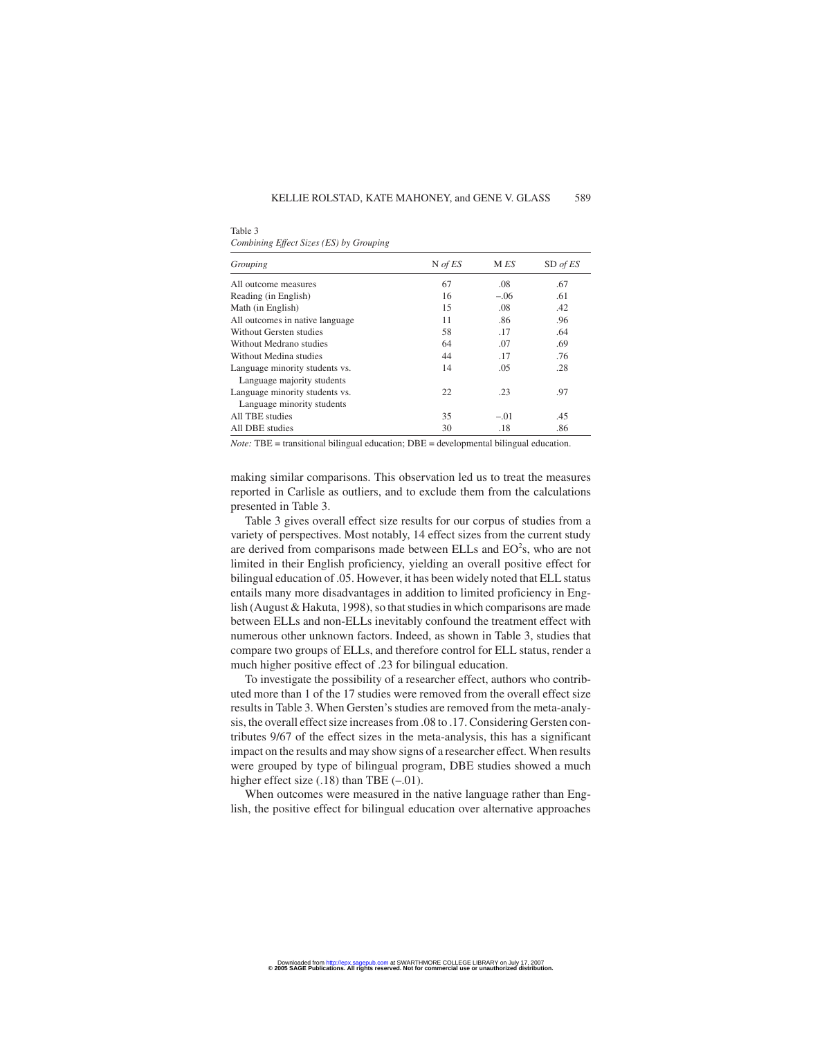Table 3
*Combining Effect Sizes (ES) by Grouping*

| *Grouping* | N *of ES* | M *ES* | SD *of ES* |
|---|---|---|---|
| All outcome measures | 67 | .08 | .67 |
| Reading (in English) | 16 | −.06 | .61 |
| Math (in English) | 15 | .08 | .42 |
| All outcomes in native language | 11 | .86 | .96 |
| Without Gersten studies | 58 | .17 | .64 |
| Without Medrano studies | 64 | .07 | .69 |
| Without Medina studies | 44 | .17 | .76 |
| Language minority students vs. Language majority students | 14 | .05 | .28 |
| Language minority students vs. Language minority students | 22 | .23 | .97 |
| All TBE studies | 35 | −.01 | .45 |
| All DBE studies | 30 | .18 | .86 |

*Note:* TBE = transitional bilingual education; DBE = developmental bilingual education.

making similar comparisons. This observation led us to treat the measures reported in Carlisle as outliers, and to exclude them from the calculations presented in Table 3.

Table 3 gives overall effect size results for our corpus of studies from a variety of perspectives. Most notably, 14 effect sizes from the current study are derived from comparisons made between ELLs and EO[2]s, who are not limited in their English proficiency, yielding an overall positive effect for bilingual education of .05. However, it has been widely noted that ELL status entails many more disadvantages in addition to limited proficiency in English (August & Hakuta, 1998), so that studies in which comparisons are made between ELLs and non-ELLs inevitably confound the treatment effect with numerous other unknown factors. Indeed, as shown in Table 3, studies that compare two groups of ELLs, and therefore control for ELL status, render a much higher positive effect of .23 for bilingual education.

To investigate the possibility of a researcher effect, authors who contributed more than 1 of the 17 studies were removed from the overall effect size results in Table 3. When Gersten's studies are removed from the meta-analysis, the overall effect size increases from .08 to .17. Considering Gersten contributes 9/67 of the effect sizes in the meta-analysis, this has a significant impact on the results and may show signs of a researcher effect. When results were grouped by type of bilingual program, DBE studies showed a much higher effect size (.18) than TBE (–.01).

When outcomes were measured in the native language rather than English, the positive effect for bilingual education over alternative approaches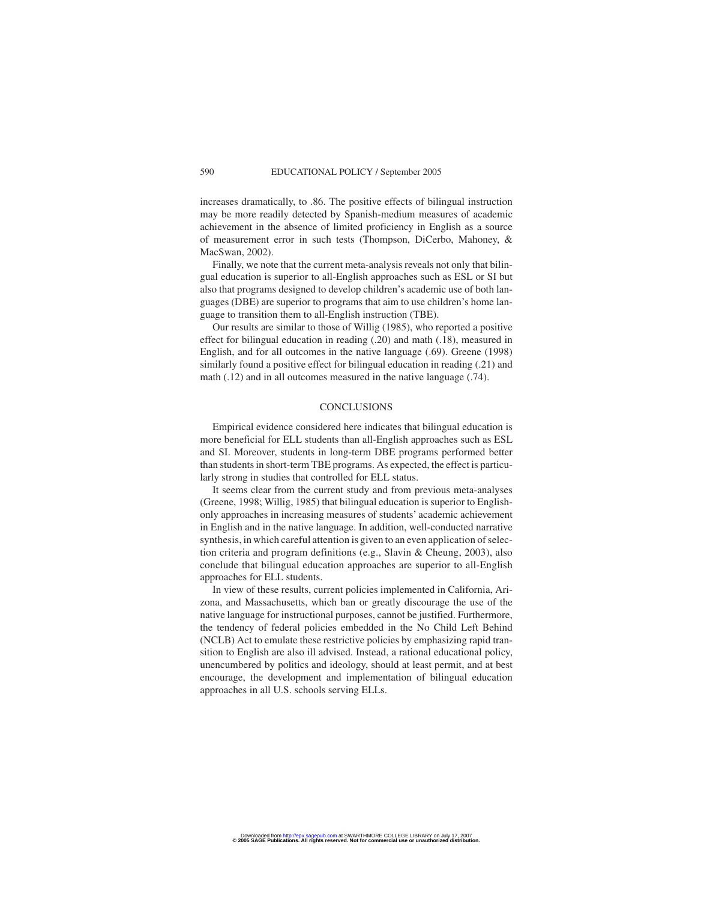increases dramatically, to .86. The positive effects of bilingual instruction may be more readily detected by Spanish-medium measures of academic achievement in the absence of limited proficiency in English as a source of measurement error in such tests (Thompson, DiCerbo, Mahoney, & MacSwan, 2002).

Finally, we note that the current meta-analysis reveals not only that bilingual education is superior to all-English approaches such as ESL or SI but also that programs designed to develop children's academic use of both languages (DBE) are superior to programs that aim to use children's home language to transition them to all-English instruction (TBE).

Our results are similar to those of Willig (1985), who reported a positive effect for bilingual education in reading (.20) and math (.18), measured in English, and for all outcomes in the native language (.69). Greene (1998) similarly found a positive effect for bilingual education in reading (.21) and math (.12) and in all outcomes measured in the native language (.74).

## CONCLUSIONS

Empirical evidence considered here indicates that bilingual education is more beneficial for ELL students than all-English approaches such as ESL and SI. Moreover, students in long-term DBE programs performed better than students in short-term TBE programs. As expected, the effect is particularly strong in studies that controlled for ELL status.

It seems clear from the current study and from previous meta-analyses (Greene, 1998; Willig, 1985) that bilingual education is superior to English-only approaches in increasing measures of students' academic achievement in English and in the native language. In addition, well-conducted narrative synthesis, in which careful attention is given to an even application of selection criteria and program definitions (e.g., Slavin & Cheung, 2003), also conclude that bilingual education approaches are superior to all-English approaches for ELL students.

In view of these results, current policies implemented in California, Arizona, and Massachusetts, which ban or greatly discourage the use of the native language for instructional purposes, cannot be justified. Furthermore, the tendency of federal policies embedded in the No Child Left Behind (NCLB) Act to emulate these restrictive policies by emphasizing rapid transition to English are also ill advised. Instead, a rational educational policy, unencumbered by politics and ideology, should at least permit, and at best encourage, the development and implementation of bilingual education approaches in all U.S. schools serving ELLs.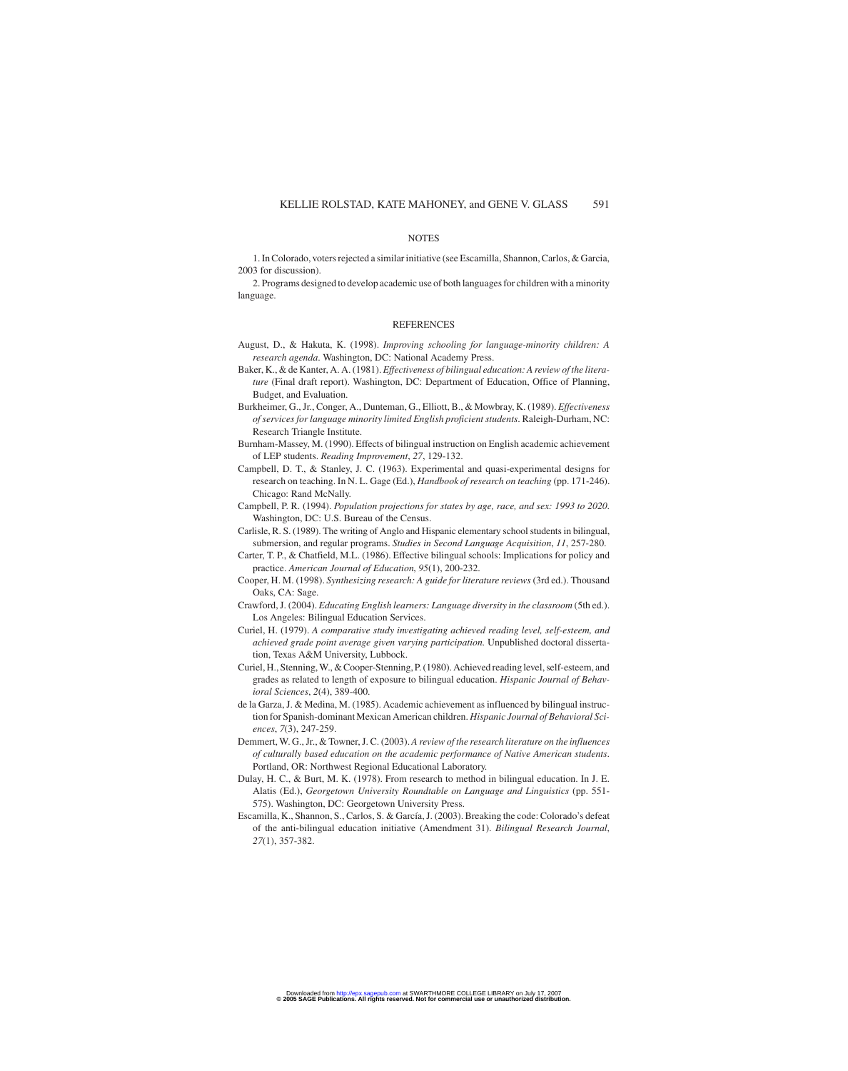## NOTES

1. In Colorado, voters rejected a similar initiative (see Escamilla, Shannon, Carlos, & Garcia, 2003 for discussion).

2. Programs designed to develop academic use of both languages for children with a minority language.

## REFERENCES

August, D., & Hakuta, K. (1998). *Improving schooling for language-minority children: A research agenda*. Washington, DC: National Academy Press.

Baker, K., & de Kanter, A. A. (1981). *Effectiveness of bilingual education: A review of the literature* (Final draft report). Washington, DC: Department of Education, Office of Planning, Budget, and Evaluation.

Burkheimer, G., Jr., Conger, A., Dunteman, G., Elliott, B., & Mowbray, K. (1989). *Effectiveness of services for language minority limited English proficient students*. Raleigh-Durham, NC: Research Triangle Institute.

Burnham-Massey, M. (1990). Effects of bilingual instruction on English academic achievement of LEP students. *Reading Improvement*, *27*, 129-132.

Campbell, D. T., & Stanley, J. C. (1963). Experimental and quasi-experimental designs for research on teaching. In N. L. Gage (Ed.), *Handbook of research on teaching* (pp. 171-246). Chicago: Rand McNally.

Campbell, P. R. (1994). *Population projections for states by age, race, and sex: 1993 to 2020*. Washington, DC: U.S. Bureau of the Census.

Carlisle, R. S. (1989). The writing of Anglo and Hispanic elementary school students in bilingual, submersion, and regular programs. *Studies in Second Language Acquisition*, *11*, 257-280.

Carter, T. P., & Chatfield, M.L. (1986). Effective bilingual schools: Implications for policy and practice. *American Journal of Education*, *95*(1), 200-232.

Cooper, H. M. (1998). *Synthesizing research: A guide for literature reviews* (3rd ed.). Thousand Oaks, CA: Sage.

Crawford, J. (2004). *Educating English learners: Language diversity in the classroom* (5th ed.). Los Angeles: Bilingual Education Services.

Curiel, H. (1979). *A comparative study investigating achieved reading level, self-esteem, and achieved grade point average given varying participation.* Unpublished doctoral dissertation, Texas A&M University, Lubbock.

Curiel, H., Stenning, W., & Cooper-Stenning, P. (1980). Achieved reading level, self-esteem, and grades as related to length of exposure to bilingual education. *Hispanic Journal of Behavioral Sciences*, *2*(4), 389-400.

de la Garza, J. & Medina, M. (1985). Academic achievement as influenced by bilingual instruction for Spanish-dominant Mexican American children. *Hispanic Journal of Behavioral Sciences*, *7*(3), 247-259.

Demmert, W. G., Jr., & Towner, J. C. (2003). *A review of the research literature on the influences of culturally based education on the academic performance of Native American students*. Portland, OR: Northwest Regional Educational Laboratory.

Dulay, H. C., & Burt, M. K. (1978). From research to method in bilingual education. In J. E. Alatis (Ed.), *Georgetown University Roundtable on Language and Linguistics* (pp. 551-575). Washington, DC: Georgetown University Press.

Escamilla, K., Shannon, S., Carlos, S. & García, J. (2003). Breaking the code: Colorado's defeat of the anti-bilingual education initiative (Amendment 31). *Bilingual Research Journal*, *27*(1), 357-382.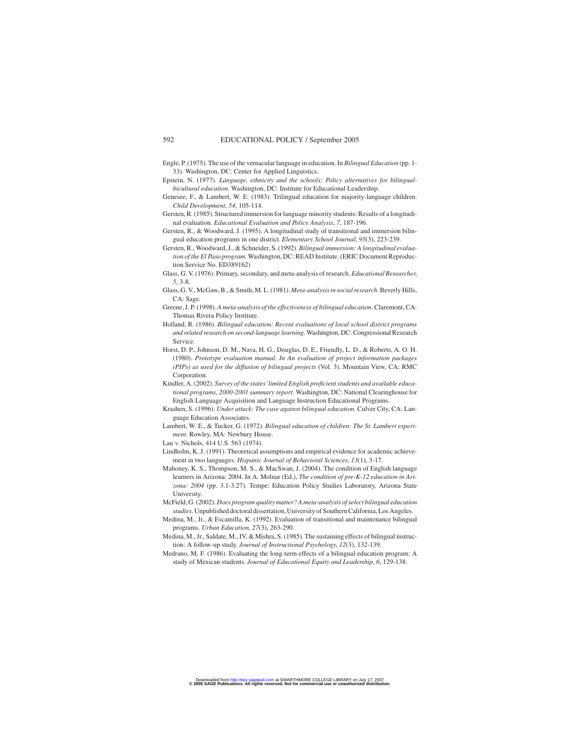Engle, P. (1975). The use of the vernacular language in education. In *Bilingual Education* (pp. 1-33). Washington, DC: Center for Applied Linguistics.

Epstein, N. (1977). *Language, ethnicity and the schools: Policy alternatives for bilingual-bicultural education*. Washington, DC: Institute for Educational Leadership.

Genesee, F., & Lambert, W. E. (1983). Trilingual education for majority-language children. *Child Development*, *54*, 105-114.

Gersten, R. (1985). Structured immersion for language minority students: Results of a longitudinal evaluation. *Educational Evaluation and Policy Analysis*, *7*, 187-196.

Gersten, R., & Woodward, J. (1995). A longitudinal study of transitional and immersion bilingual education programs in one district. *Elementary School Journal*, *95*(3), 223-239.

Gersten, R., Woodward, J., & Schneider, S. (1992). *Bilingual immersion: A longitudinal evaluation of the El Paso program*. Washington, DC: READ Institute. (ERIC Document Reproduction Service No. ED389162)

Glass, G. V. (1976). Primary, secondary, and meta-analysis of research. *Educational Researcher*, *5*, 3-8.

Glass, G. V., McGaw, B., & Smith, M. L. (1981). *Meta-analysis in social research*. Beverly Hills, CA: Sage.

Greene, J. P. (1998). *A meta-analysis of the effectiveness of bilingual education*. Claremont, CA: Thomas Rivera Policy Institute.

Holland, R. (1986). *Bilingual education: Recent evaluations of local school district programs and related research on second-language learning*. Washington, DC: Congressional Research Service.

Horst, D. P., Johnson, D. M., Nava, H. G., Douglas, D. E., Friendly, L. D., & Roberts, A. O. H. (1980). *Prototype evaluation manual. In An evaluation of project information packages (PIPs) as used for the diffusion of bilingual projects* (Vol. 3). Mountain View, CA: RMC Corporation.

Kindler, A. (2002). *Survey of the states' limited English proficient students and available educational programs, 2000-2001 summary report*. Washington, DC: National Clearinghouse for English Language Acquisition and Language Instruction Educational Programs.

Krashen, S. (1996). *Under attack: The case against bilingual education*. Culver City, CA: Language Education Associates.

Lambert, W. E., & Tucker, G. (1972). *Bilingual education of children: The St. Lambert experiment*. Rowley, MA: Newbury House.

Lau v. Nichols, 414 U.S. 563 (1974).

Lindholm, K. J. (1991). Theoretical assumptions and empirical evidence for academic achievement in two languages. *Hispanic Journal of Behavioral Sciences*, *13*(1), 3-17.

Mahoney, K. S., Thompson, M. S., & MacSwan, J. (2004). The condition of English language learners in Arizona: 2004. In A. Molnar (Ed.), *The condition of pre-K-12 education in Arizona: 2004* (pp. 3.1-3.27). Tempe: Education Policy Studies Laboratory, Arizona State University.

McField, G. (2002). *Does program quality matter? A meta-analysis of select bilingual education studies*. Unpublished doctoral dissertation, University of Southern California, Los Angeles.

Medina, M., Jr., & Escamilla, K. (1992). Evaluation of transitional and maintenance bilingual programs. *Urban Education*, *27*(3), 263-290.

Medina, M., Jr., Saldate, M., IV, & Mishra, S. (1985). The sustaining effects of bilingual instruction: A follow-up study. *Journal of Instructional Psychology*, *12*(3), 132-139.

Medrano, M. F. (1986). Evaluating the long-term effects of a bilingual education program: A study of Mexican students. *Journal of Educational Equity and Leadership*, *6*, 129-138.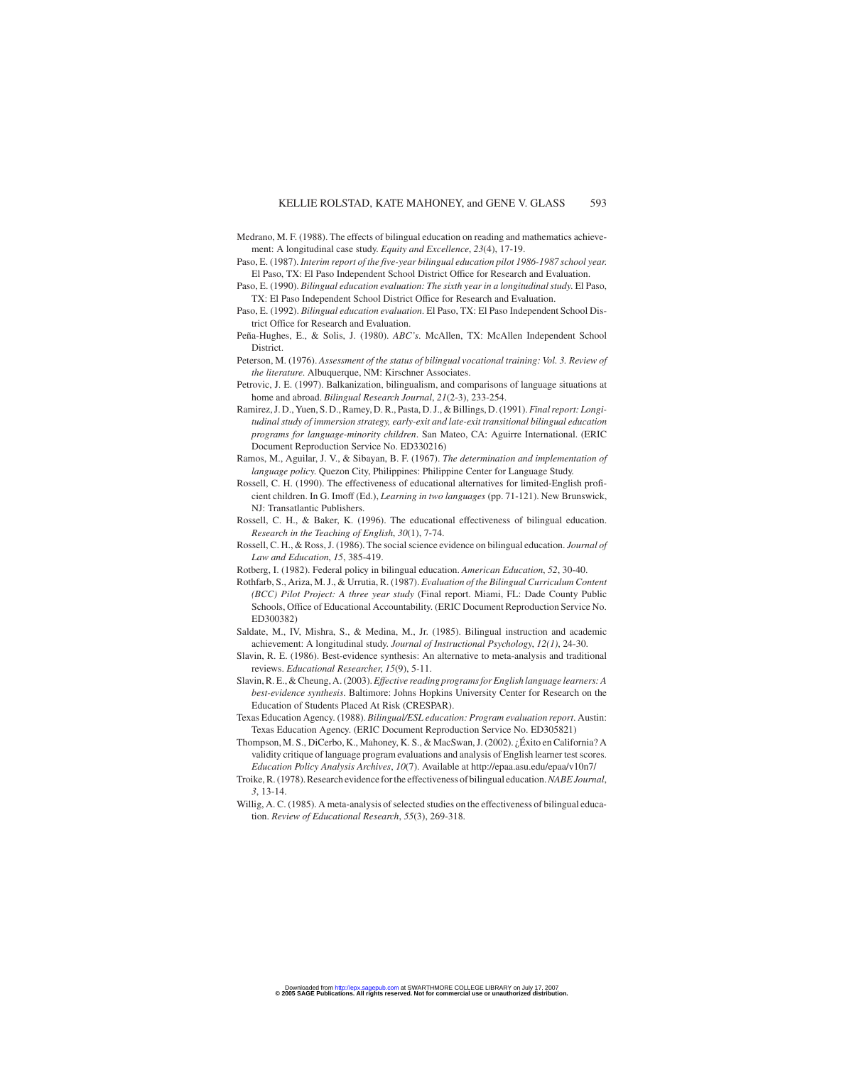Medrano, M. F. (1988). The effects of bilingual education on reading and mathematics achievement: A longitudinal case study. *Equity and Excellence*, *23*(4), 17-19.

Paso, E. (1987). *Interim report of the five-year bilingual education pilot 1986-1987 school year.* El Paso, TX: El Paso Independent School District Office for Research and Evaluation.

Paso, E. (1990). *Bilingual education evaluation: The sixth year in a longitudinal study*. El Paso, TX: El Paso Independent School District Office for Research and Evaluation.

Paso, E. (1992). *Bilingual education evaluation*. El Paso, TX: El Paso Independent School District Office for Research and Evaluation.

Peña-Hughes, E., & Solis, J. (1980). *ABC's*. McAllen, TX: McAllen Independent School District.

Peterson, M. (1976). *Assessment of the status of bilingual vocational training: Vol. 3. Review of the literature*. Albuquerque, NM: Kirschner Associates.

Petrovic, J. E. (1997). Balkanization, bilingualism, and comparisons of language situations at home and abroad. *Bilingual Research Journal*, *21*(2-3), 233-254.

Ramirez, J. D., Yuen, S. D., Ramey, D. R., Pasta, D. J., & Billings, D. (1991). *Final report: Longitudinal study of immersion strategy, early-exit and late-exit transitional bilingual education programs for language-minority children*. San Mateo, CA: Aguirre International. (ERIC Document Reproduction Service No. ED330216)

Ramos, M., Aguilar, J. V., & Sibayan, B. F. (1967). *The determination and implementation of language policy*. Quezon City, Philippines: Philippine Center for Language Study.

Rossell, C. H. (1990). The effectiveness of educational alternatives for limited-English proficient children. In G. Imoff (Ed.), *Learning in two languages* (pp. 71-121). New Brunswick, NJ: Transatlantic Publishers.

Rossell, C. H., & Baker, K. (1996). The educational effectiveness of bilingual education. *Research in the Teaching of English*, *30*(1), 7-74.

Rossell, C. H., & Ross, J. (1986). The social science evidence on bilingual education. *Journal of Law and Education*, *15*, 385-419.

Rotberg, I. (1982). Federal policy in bilingual education. *American Education*, *52*, 30-40.

Rothfarb, S., Ariza, M. J., & Urrutia, R. (1987). *Evaluation of the Bilingual Curriculum Content (BCC) Pilot Project: A three year study* (Final report. Miami, FL: Dade County Public Schools, Office of Educational Accountability. (ERIC Document Reproduction Service No. ED300382)

Saldate, M., IV, Mishra, S., & Medina, M., Jr. (1985). Bilingual instruction and academic achievement: A longitudinal study. *Journal of Instructional Psychology*, *12(1)*, 24-30.

Slavin, R. E. (1986). Best-evidence synthesis: An alternative to meta-analysis and traditional reviews. *Educational Researcher*, *15*(9), 5-11.

Slavin, R. E., & Cheung, A. (2003). *Effective reading programs for English language learners: A best-evidence synthesis*. Baltimore: Johns Hopkins University Center for Research on the Education of Students Placed At Risk (CRESPAR).

Texas Education Agency. (1988). *Bilingual/ESL education: Program evaluation report*. Austin: Texas Education Agency. (ERIC Document Reproduction Service No. ED305821)

Thompson, M. S., DiCerbo, K., Mahoney, K. S., & MacSwan, J. (2002). ¿Éxito en California? A validity critique of language program evaluations and analysis of English learner test scores. *Education Policy Analysis Archives*, *10*(7). Available at http://epaa.asu.edu/epaa/v10n7/

Troike, R. (1978). Research evidence for the effectiveness of bilingual education. *NABE Journal*, *3*, 13-14.

Willig, A. C. (1985). A meta-analysis of selected studies on the effectiveness of bilingual education. *Review of Educational Research*, *55*(3), 269-318.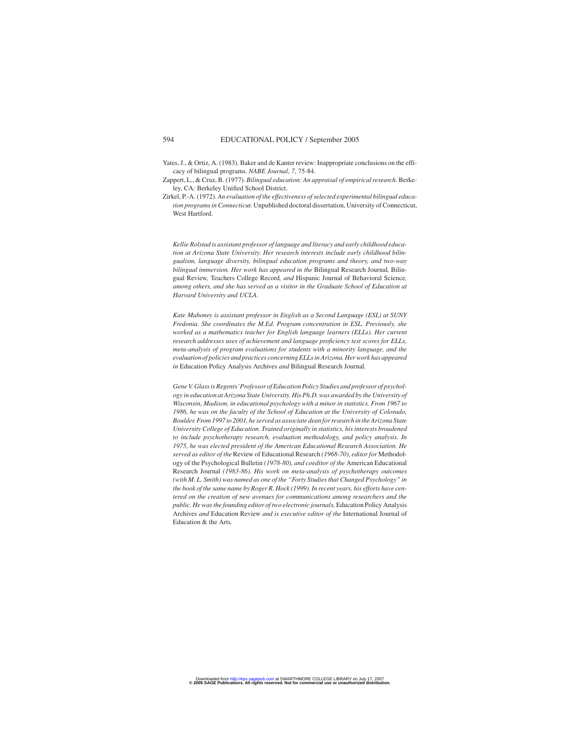Yates, J., & Ortiz, A. (1983). Baker and de Kanter review: Inappropriate conclusions on the efficacy of bilingual programs. *NABE Journal*, *7*, 75-84.

Zappert, L., & Cruz, B. (1977). *Bilingual education: An appraisal of empirical research*. Berkeley, CA: Berkeley Unified School District.

Zirkel, P.-A. (1972). *An evaluation of the effectiveness of selected experimental bilingual education programs in Connecticut*. Unpublished doctoral dissertation, University of Connecticut, West Hartford.

*Kellie Rolstad is assistant professor of language and literacy and early childhood education at Arizona State University. Her research interests include early childhood bilingualism, language diversity, bilingual education programs and theory, and two-way bilingual immersion. Her work has appeared in the* Bilingual Research Journal*,* Bilingual Review*,* Teachers College Record*, and* Hispanic Journal of Behavioral Science*, among others, and she has served as a visitor in the Graduate School of Education at Harvard University and UCLA.*

*Kate Mahoney is assistant professor in English as a Second Language (ESL) at SUNY Fredonia. She coordinates the M.Ed. Program concentration in ESL. Previously, she worked as a mathematics teacher for English language learners (ELLs). Her current research addresses uses of achievement and language proficiency test scores for ELLs, meta-analysis of program evaluations for students with a minority language, and the evaluation of policies and practices concerning ELLs in Arizona. Her work has appeared in* Education Policy Analysis Archives *and* Bilingual Research Journal*.*

*Gene V. Glass is Regents' Professor of Education Policy Studies and professor of psychology in education at Arizona State University. His Ph.D. was awarded by the University of Wisconsin, Madison, in educational psychology with a minor in statistics. From 1967 to 1986, he was on the faculty of the School of Education at the University of Colorado, Boulder. From 1997 to 2001, he served as associate dean for research in the Arizona State University College of Education. Trained originally in statistics, his interests broadened to include psychotherapy research, evaluation methodology, and policy analysis. In 1975, he was elected president of the American Educational Research Association. He served as editor of the* Review of Educational Research *(1968-70), editor for* Methodology of the Psychological Bulletin *(1978-80), and coeditor of the* American Educational Research Journal *(1983-86). His work on meta-analysis of psychotherapy outcomes (with M. L. Smith) was named as one of the "Forty Studies that Changed Psychology" in the book of the same name by Roger R. Hock (1999). In recent years, his efforts have centered on the creation of new avenues for communications among researchers and the public. He was the founding editor of two electronic journals,* Education Policy Analysis Archives *and* Education Review *and is executive editor of the* International Journal of Education & the Arts*.*